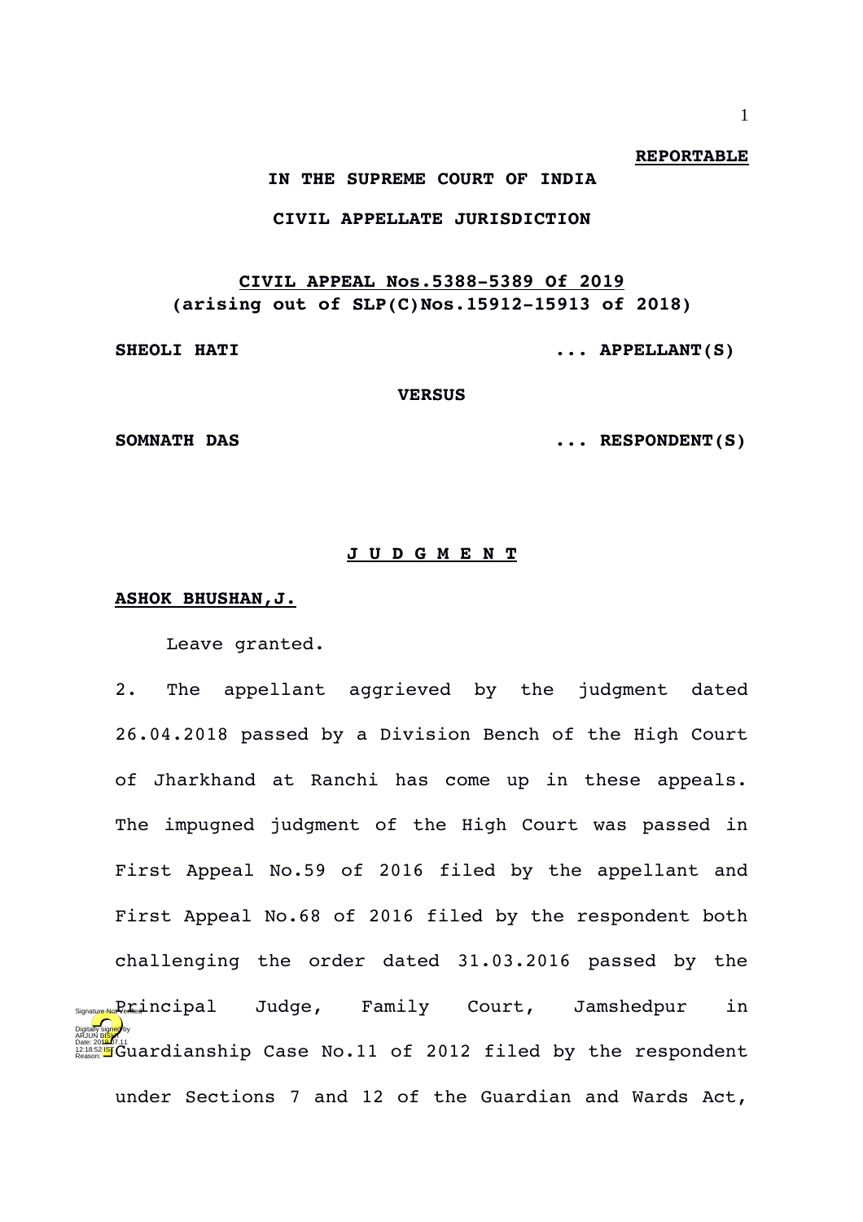**REPORTABLE**

**IN THE SUPREME COURT OF INDIA**

**CIVIL APPELLATE JURISDICTION**

**CIVIL APPEAL Nos.5388-5389 Of 2019**
**(arising out of SLP(C)Nos.15912-15913 of 2018)**

**SHEOLI HATI** ... **APPELLANT(S)**

**VERSUS**

**SOMNATH DAS** ... **RESPONDENT(S)**

**J U D G M E N T**

**ASHOK BHUSHAN,J.**

Leave granted.

2. The appellant aggrieved by the judgment dated 26.04.2018 passed by a Division Bench of the High Court of Jharkhand at Ranchi has come up in these appeals. The impugned judgment of the High Court was passed in First Appeal No.59 of 2016 filed by the appellant and First Appeal No.68 of 2016 filed by the respondent both challenging the order dated 31.03.2016 passed by the Principal Judge, Family Court, Jamshedpur in Guardianship Case No.11 of 2012 filed by the respondent under Sections 7 and 12 of the Guardian and Wards Act,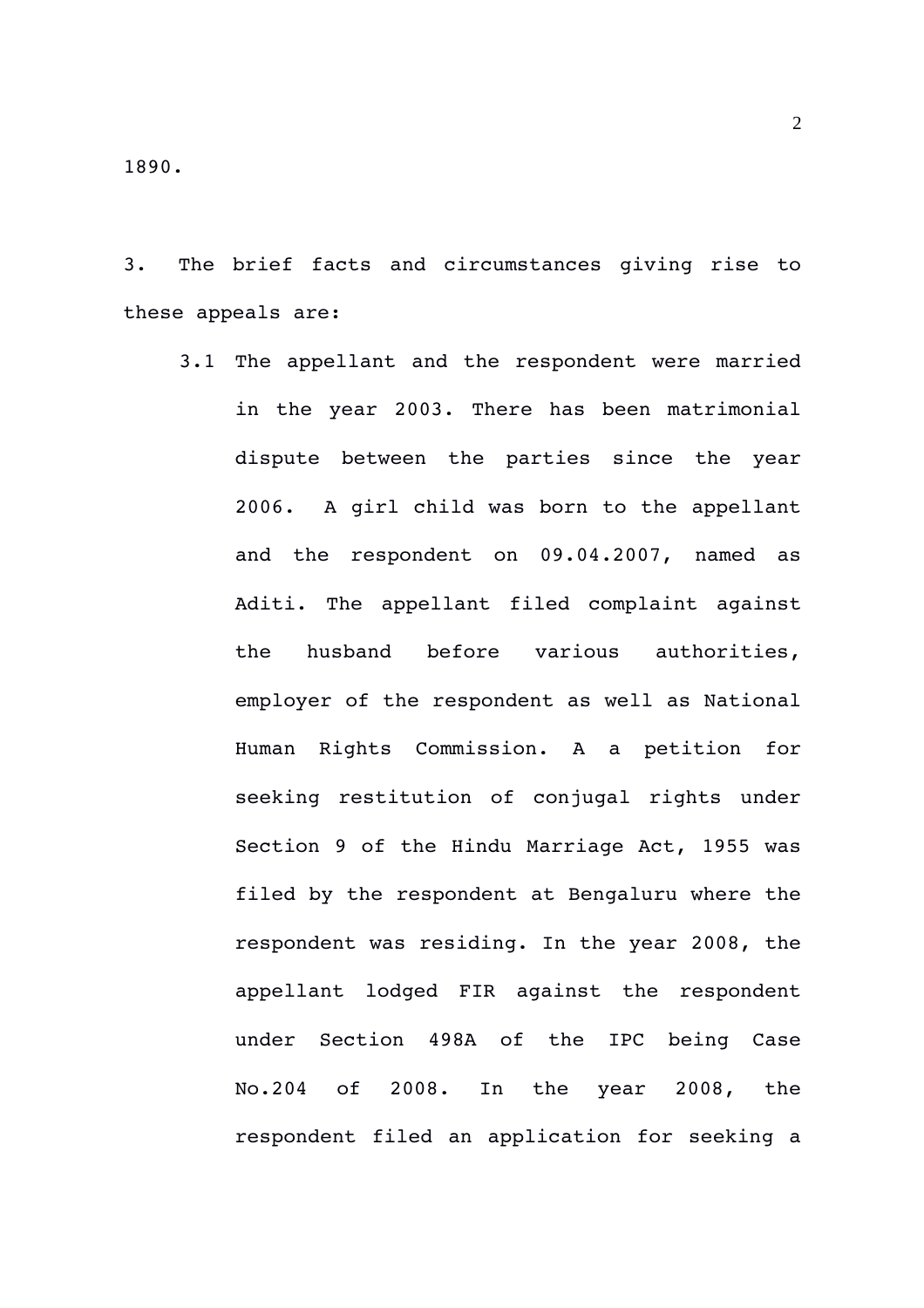1890.

3. The brief facts and circumstances giving rise to these appeals are:

3.1 The appellant and the respondent were married in the year 2003. There has been matrimonial dispute between the parties since the year 2006. A girl child was born to the appellant and the respondent on 09.04.2007, named as Aditi. The appellant filed complaint against the husband before various authorities, employer of the respondent as well as National Human Rights Commission. A a petition for seeking restitution of conjugal rights under Section 9 of the Hindu Marriage Act, 1955 was filed by the respondent at Bengaluru where the respondent was residing. In the year 2008, the appellant lodged FIR against the respondent under Section 498A of the IPC being Case No.204 of 2008. In the year 2008, the respondent filed an application for seeking a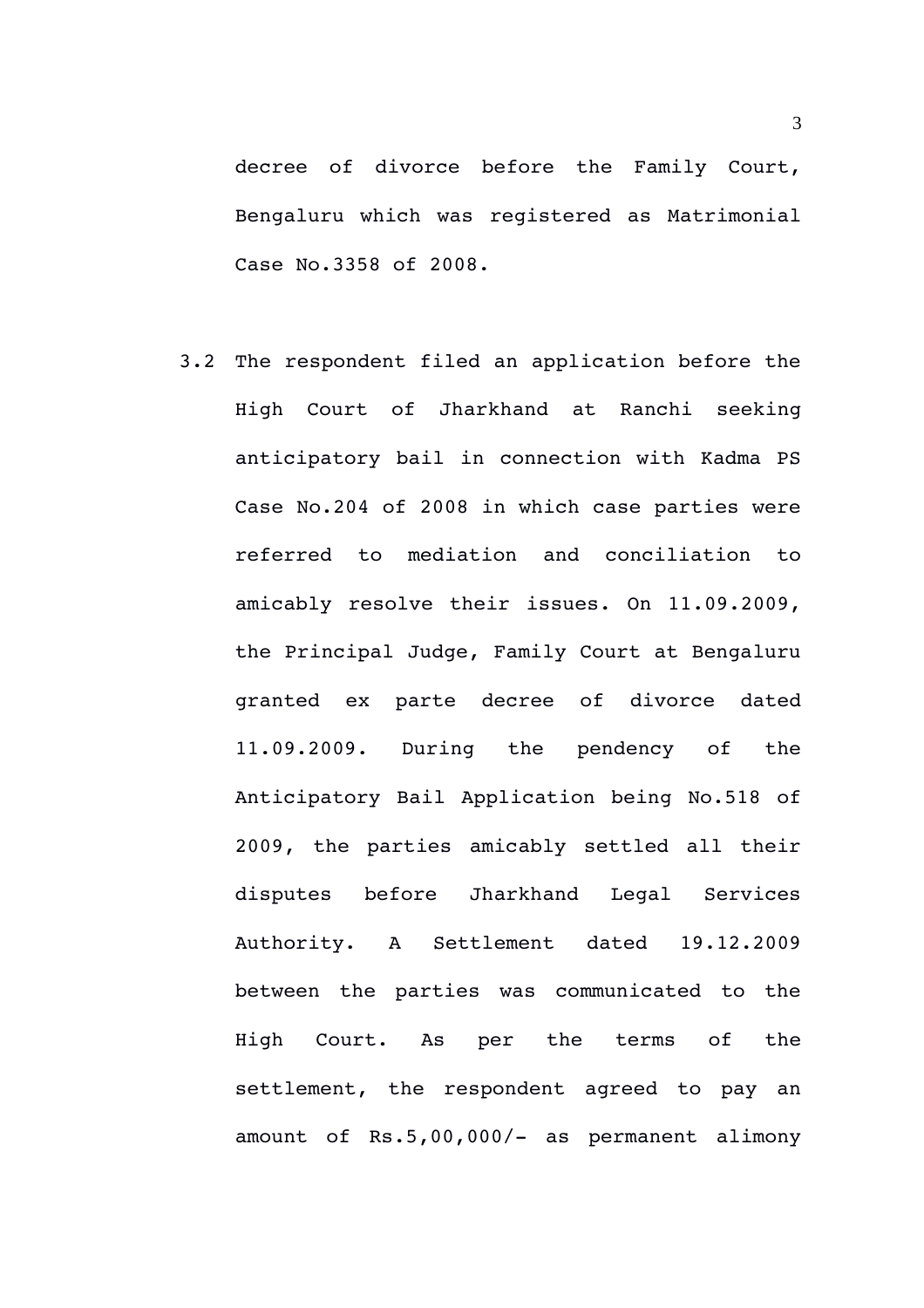decree of divorce before the Family Court, Bengaluru which was registered as Matrimonial Case No.3358 of 2008.

3.2 The respondent filed an application before the High Court of Jharkhand at Ranchi seeking anticipatory bail in connection with Kadma PS Case No.204 of 2008 in which case parties were referred to mediation and conciliation to amicably resolve their issues. On 11.09.2009, the Principal Judge, Family Court at Bengaluru granted ex parte decree of divorce dated 11.09.2009. During the pendency of the Anticipatory Bail Application being No.518 of 2009, the parties amicably settled all their disputes before Jharkhand Legal Services Authority. A Settlement dated 19.12.2009 between the parties was communicated to the High Court. As per the terms of the settlement, the respondent agreed to pay an amount of Rs.5,00,000/- as permanent alimony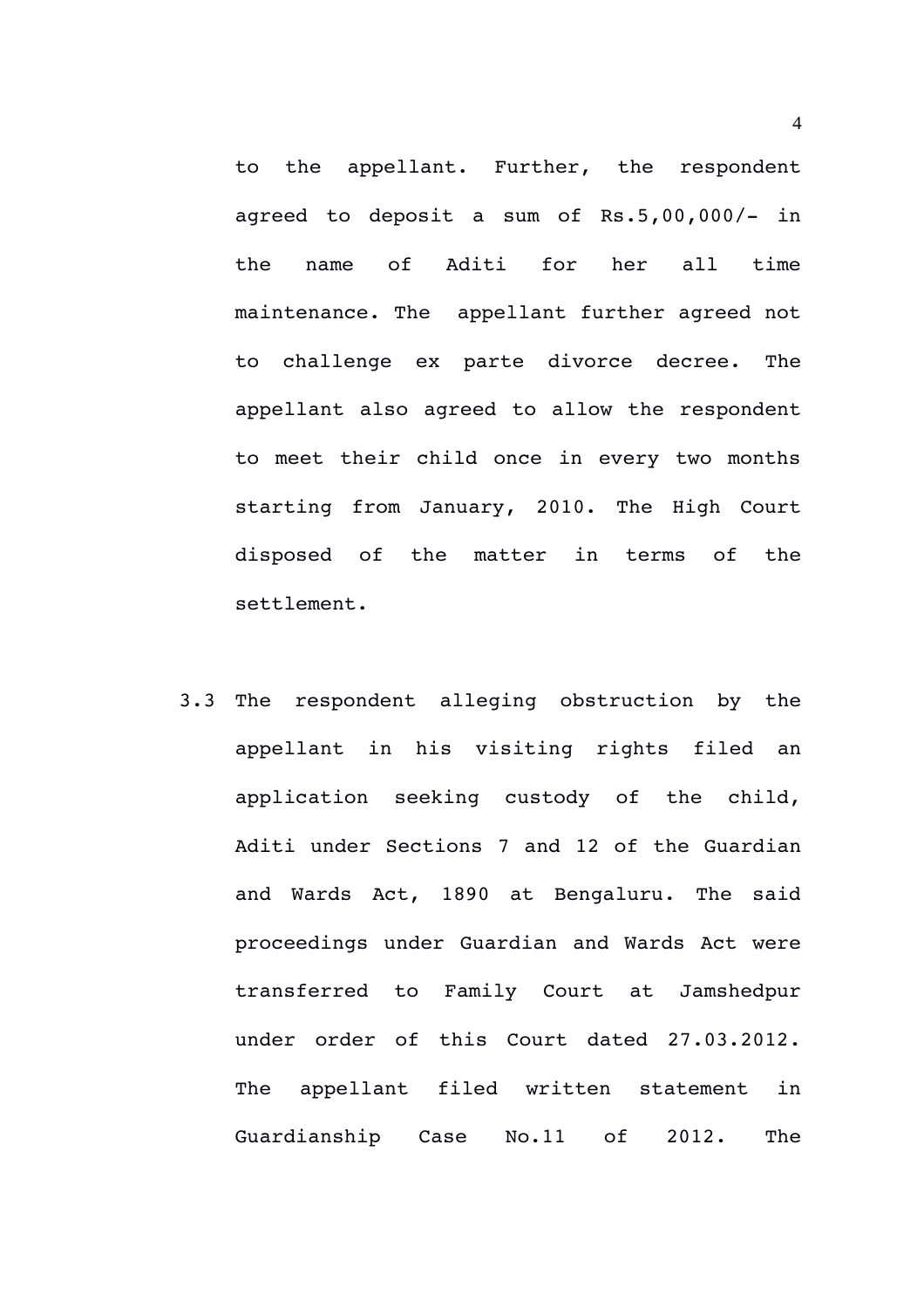to the appellant. Further, the respondent agreed to deposit a sum of Rs.5,00,000/- in the name of Aditi for her all time maintenance. The appellant further agreed not to challenge ex parte divorce decree. The appellant also agreed to allow the respondent to meet their child once in every two months starting from January, 2010. The High Court disposed of the matter in terms of the settlement.

3.3 The respondent alleging obstruction by the appellant in his visiting rights filed an application seeking custody of the child, Aditi under Sections 7 and 12 of the Guardian and Wards Act, 1890 at Bengaluru. The said proceedings under Guardian and Wards Act were transferred to Family Court at Jamshedpur under order of this Court dated 27.03.2012. The appellant filed written statement in Guardianship Case No.11 of 2012. The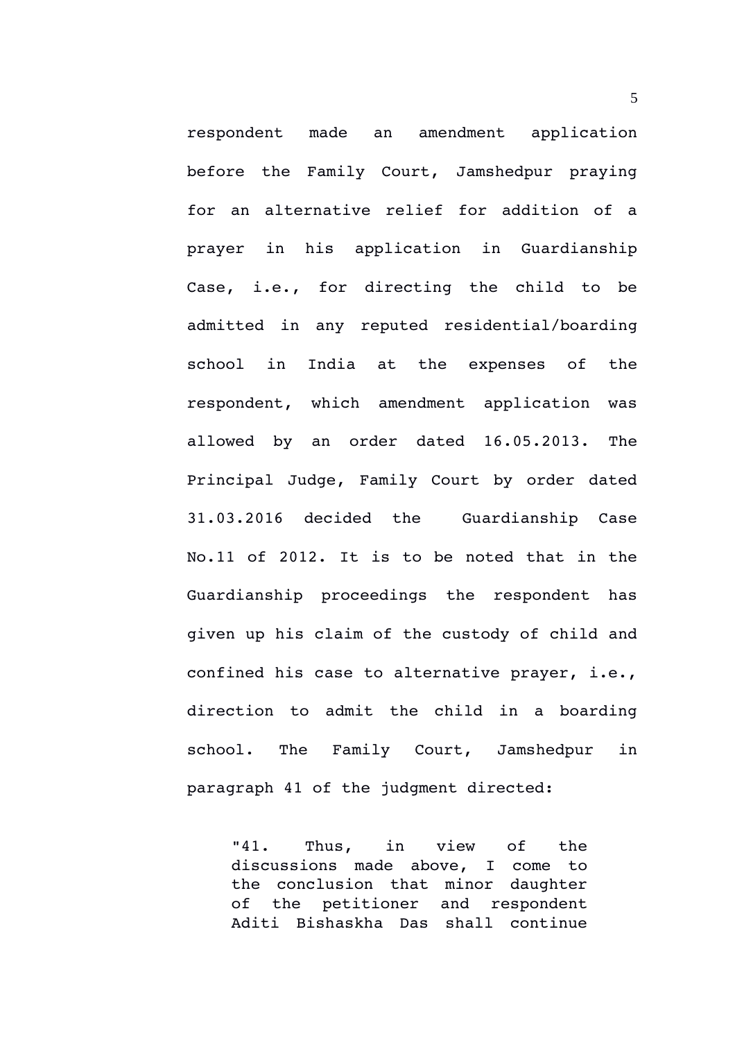respondent made an amendment application before the Family Court, Jamshedpur praying for an alternative relief for addition of a prayer in his application in Guardianship Case, i.e., for directing the child to be admitted in any reputed residential/boarding school in India at the expenses of the respondent, which amendment application was allowed by an order dated 16.05.2013. The Principal Judge, Family Court by order dated 31.03.2016 decided the Guardianship Case No.11 of 2012. It is to be noted that in the Guardianship proceedings the respondent has given up his claim of the custody of child and confined his case to alternative prayer, i.e., direction to admit the child in a boarding school. The Family Court, Jamshedpur in paragraph 41 of the judgment directed:

> "41. Thus, in view of the discussions made above, I come to the conclusion that minor daughter of the petitioner and respondent Aditi Bishaskha Das shall continue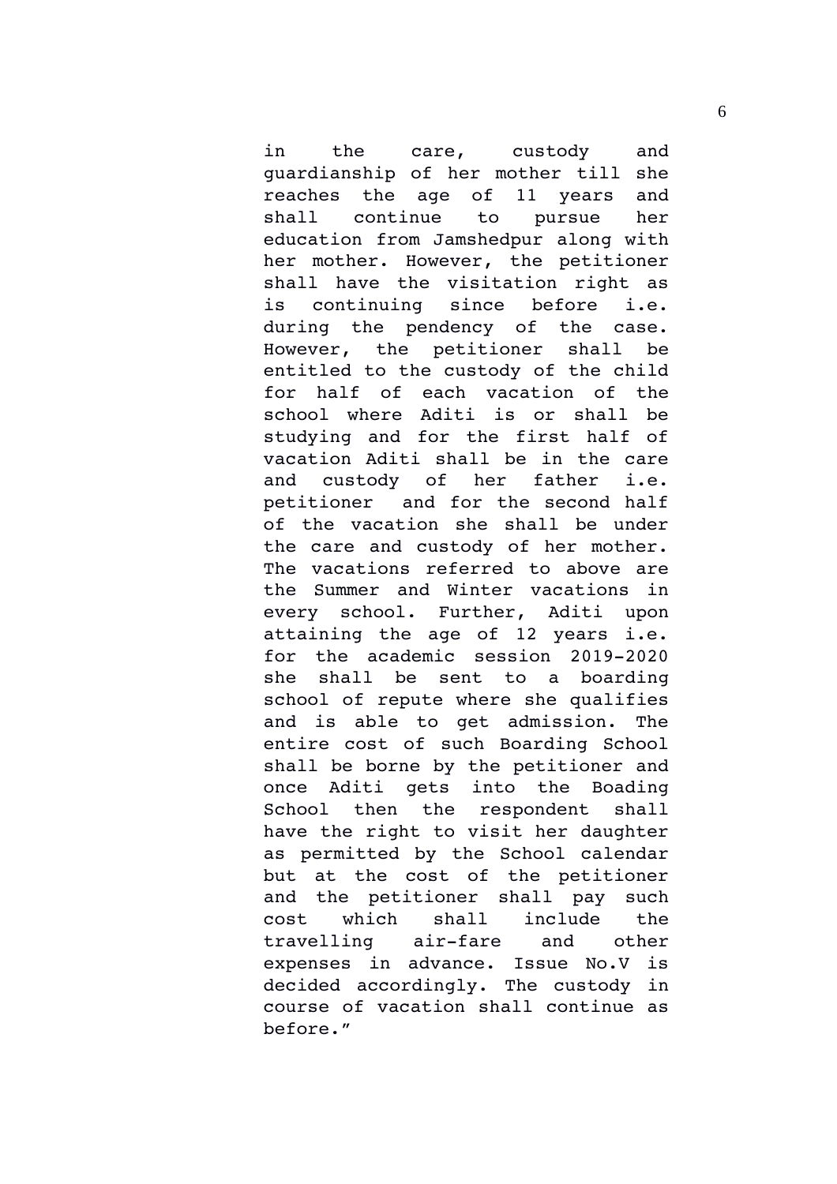in the care, custody and guardianship of her mother till she reaches the age of 11 years and shall continue to pursue her education from Jamshedpur along with her mother. However, the petitioner shall have the visitation right as is continuing since before i.e. during the pendency of the case. However, the petitioner shall be entitled to the custody of the child for half of each vacation of the school where Aditi is or shall be studying and for the first half of vacation Aditi shall be in the care and custody of her father i.e. petitioner and for the second half of the vacation she shall be under the care and custody of her mother. The vacations referred to above are the Summer and Winter vacations in every school. Further, Aditi upon attaining the age of 12 years i.e. for the academic session 2019-2020 she shall be sent to a boarding school of repute where she qualifies and is able to get admission. The entire cost of such Boarding School shall be borne by the petitioner and once Aditi gets into the Boading School then the respondent shall have the right to visit her daughter as permitted by the School calendar but at the cost of the petitioner and the petitioner shall pay such cost which shall include the travelling air-fare and other expenses in advance. Issue No.V is decided accordingly. The custody in course of vacation shall continue as before."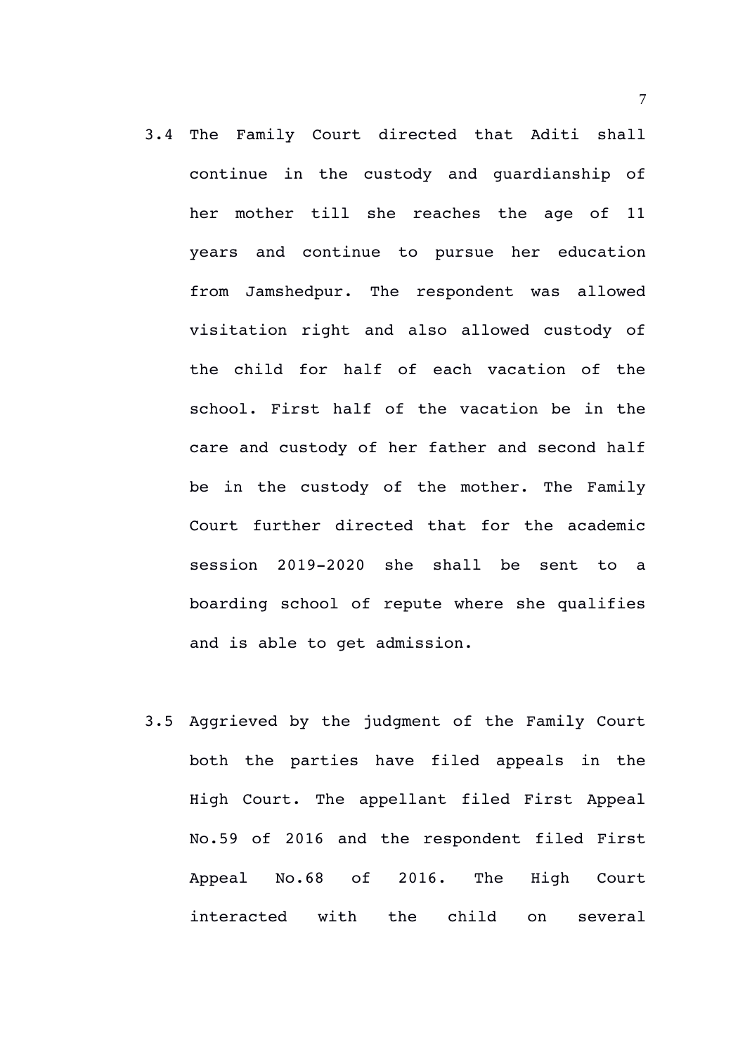3.4 The Family Court directed that Aditi shall continue in the custody and guardianship of her mother till she reaches the age of 11 years and continue to pursue her education from Jamshedpur. The respondent was allowed visitation right and also allowed custody of the child for half of each vacation of the school. First half of the vacation be in the care and custody of her father and second half be in the custody of the mother. The Family Court further directed that for the academic session 2019-2020 she shall be sent to a boarding school of repute where she qualifies and is able to get admission.

3.5 Aggrieved by the judgment of the Family Court both the parties have filed appeals in the High Court. The appellant filed First Appeal No.59 of 2016 and the respondent filed First Appeal No.68 of 2016. The High Court interacted with the child on several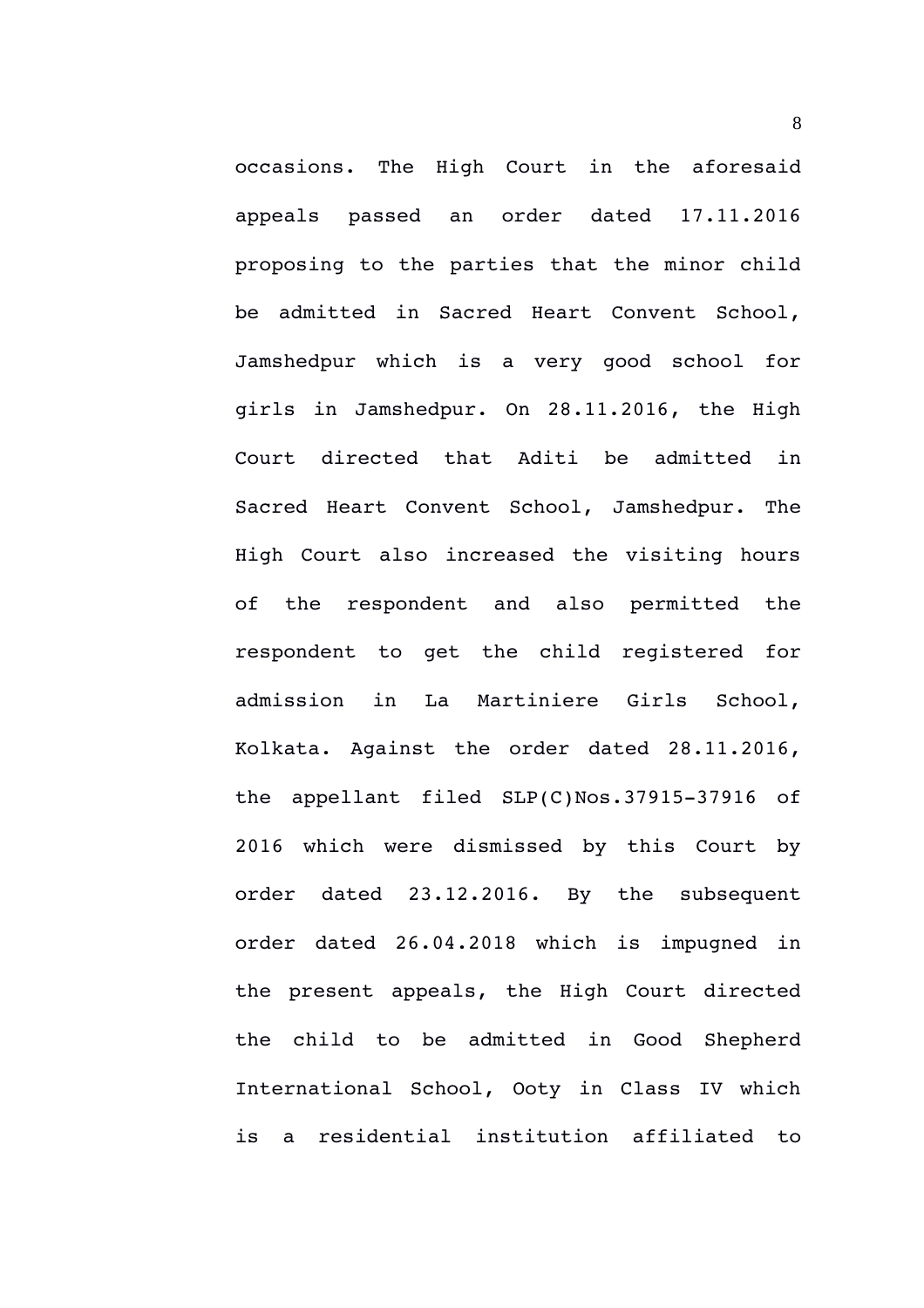occasions. The High Court in the aforesaid appeals passed an order dated 17.11.2016 proposing to the parties that the minor child be admitted in Sacred Heart Convent School, Jamshedpur which is a very good school for girls in Jamshedpur. On 28.11.2016, the High Court directed that Aditi be admitted in Sacred Heart Convent School, Jamshedpur. The High Court also increased the visiting hours of the respondent and also permitted the respondent to get the child registered for admission in La Martiniere Girls School, Kolkata. Against the order dated 28.11.2016, the appellant filed SLP(C)Nos.37915-37916 of 2016 which were dismissed by this Court by order dated 23.12.2016. By the subsequent order dated 26.04.2018 which is impugned in the present appeals, the High Court directed the child to be admitted in Good Shepherd International School, Ooty in Class IV which is a residential institution affiliated to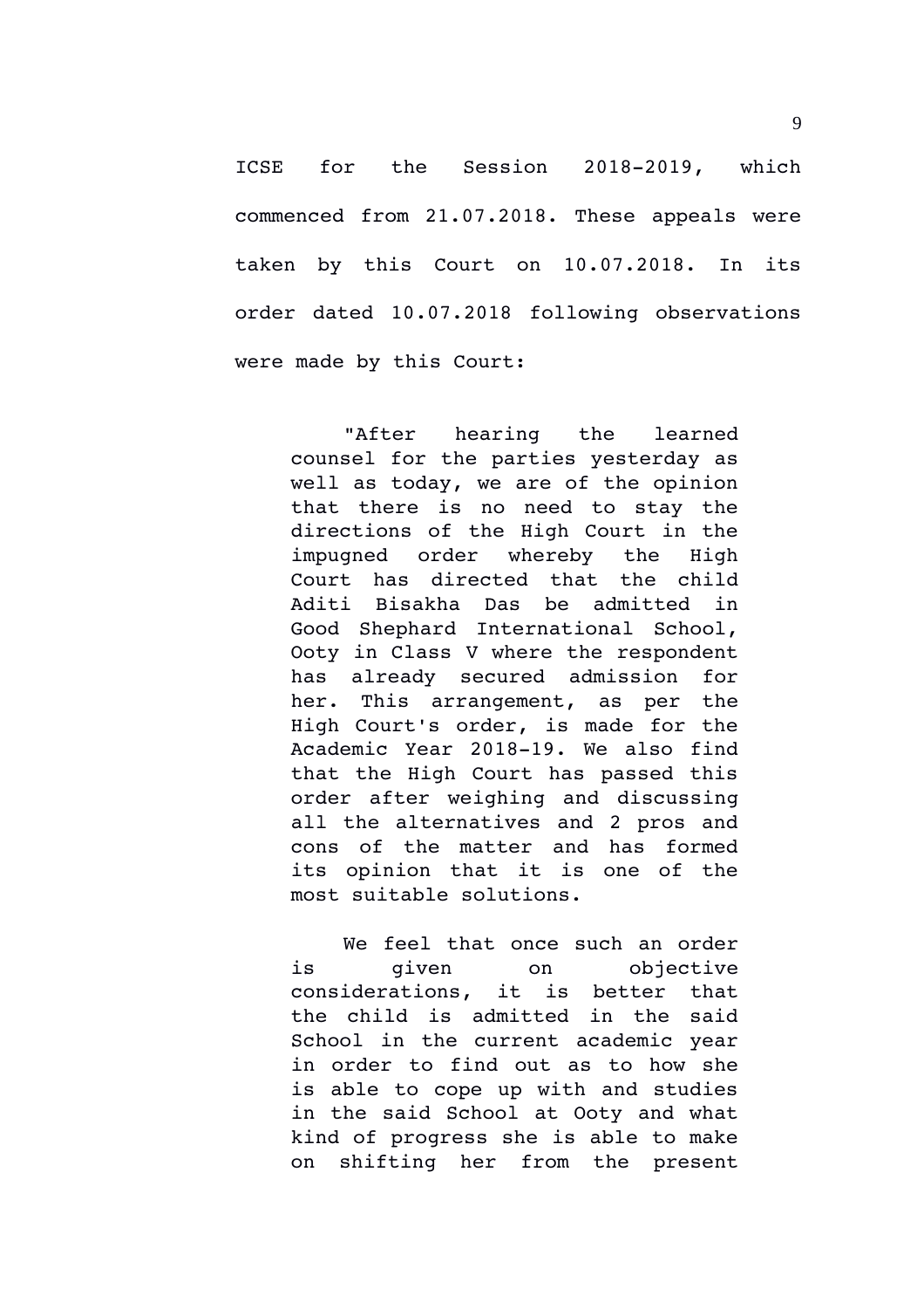ICSE for the Session 2018-2019, which commenced from 21.07.2018. These appeals were taken by this Court on 10.07.2018. In its order dated 10.07.2018 following observations were made by this Court:

> "After hearing the learned counsel for the parties yesterday as well as today, we are of the opinion that there is no need to stay the directions of the High Court in the impugned order whereby the High Court has directed that the child Aditi Bisakha Das be admitted in Good Shephard International School, Ooty in Class V where the respondent has already secured admission for her. This arrangement, as per the High Court's order, is made for the Academic Year 2018-19. We also find that the High Court has passed this order after weighing and discussing all the alternatives and 2 pros and cons of the matter and has formed its opinion that it is one of the most suitable solutions.
>
> We feel that once such an order is given on objective considerations, it is better that the child is admitted in the said School in the current academic year in order to find out as to how she is able to cope up with and studies in the said School at Ooty and what kind of progress she is able to make on shifting her from the present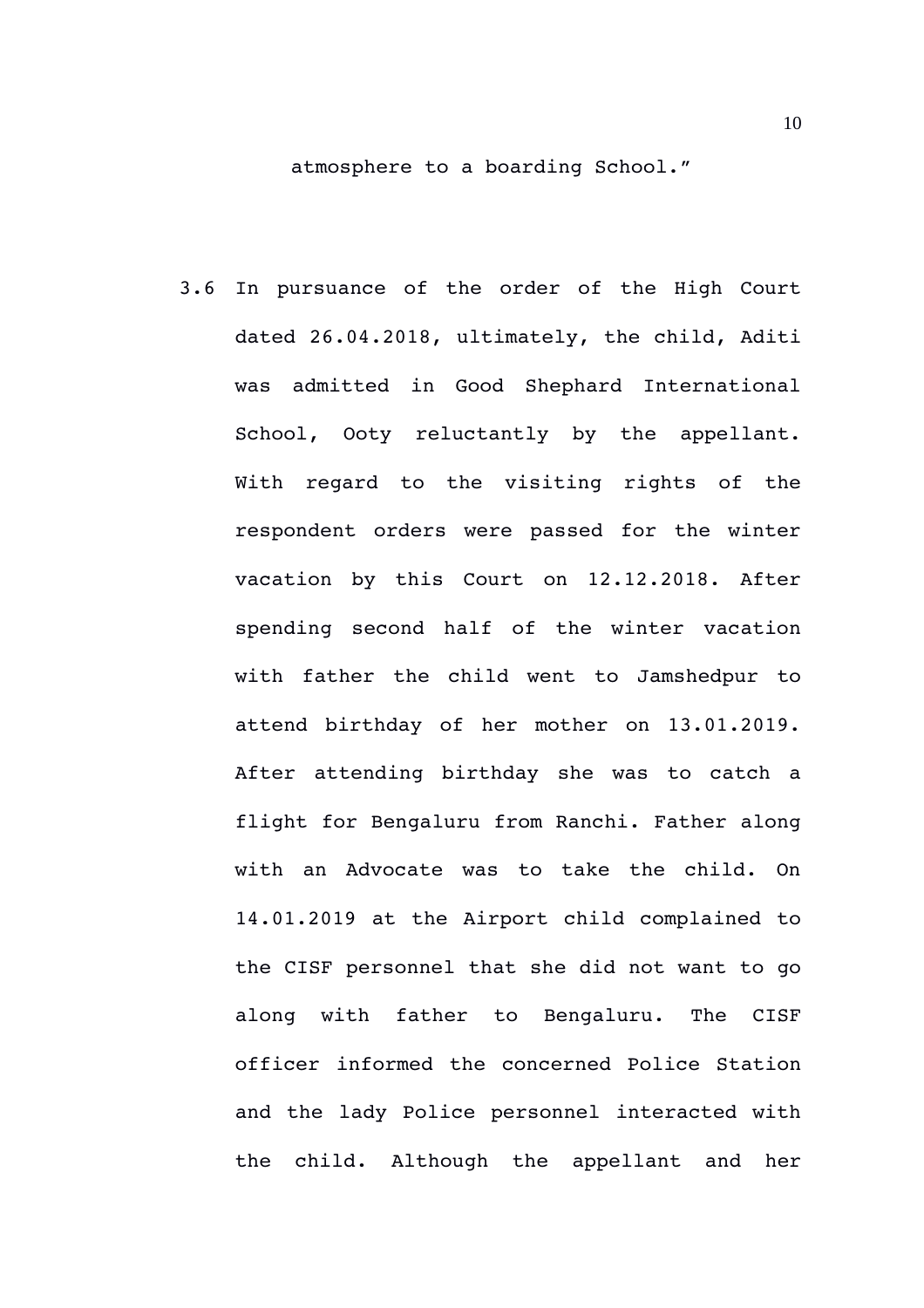atmosphere to a boarding School."

3.6 In pursuance of the order of the High Court dated 26.04.2018, ultimately, the child, Aditi was admitted in Good Shephard International School, Ooty reluctantly by the appellant. With regard to the visiting rights of the respondent orders were passed for the winter vacation by this Court on 12.12.2018. After spending second half of the winter vacation with father the child went to Jamshedpur to attend birthday of her mother on 13.01.2019. After attending birthday she was to catch a flight for Bengaluru from Ranchi. Father along with an Advocate was to take the child. On 14.01.2019 at the Airport child complained to the CISF personnel that she did not want to go along with father to Bengaluru. The CISF officer informed the concerned Police Station and the lady Police personnel interacted with the child. Although the appellant and her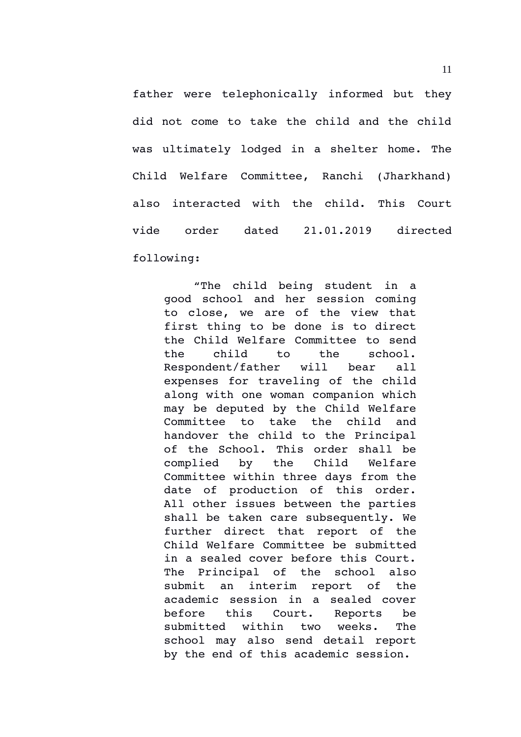father were telephonically informed but they did not come to take the child and the child was ultimately lodged in a shelter home. The Child Welfare Committee, Ranchi (Jharkhand) also interacted with the child. This Court vide order dated 21.01.2019 directed following:

> "The child being student in a good school and her session coming to close, we are of the view that first thing to be done is to direct the Child Welfare Committee to send the child to the school. Respondent/father will bear all expenses for traveling of the child along with one woman companion which may be deputed by the Child Welfare Committee to take the child and handover the child to the Principal of the School. This order shall be complied by the Child Welfare Committee within three days from the date of production of this order. All other issues between the parties shall be taken care subsequently. We further direct that report of the Child Welfare Committee be submitted in a sealed cover before this Court. The Principal of the school also submit an interim report of the academic session in a sealed cover before this Court. Reports be submitted within two weeks. The school may also send detail report by the end of this academic session.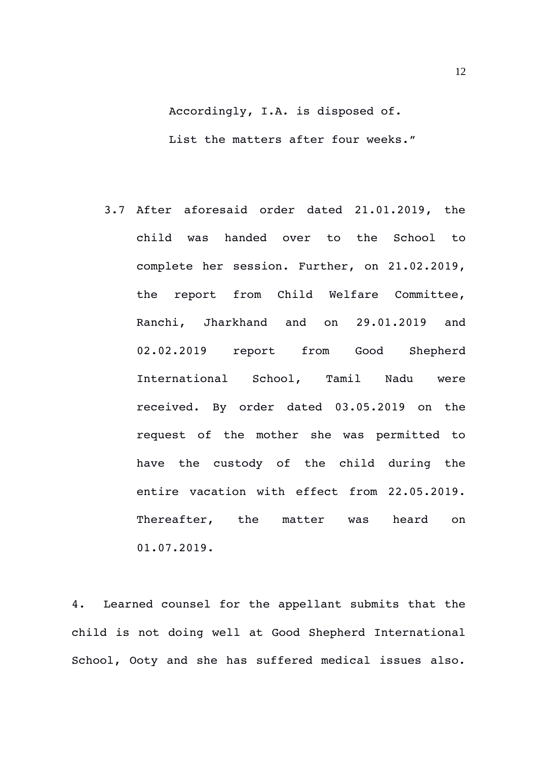Accordingly, I.A. is disposed of.

List the matters after four weeks."

3.7 After aforesaid order dated 21.01.2019, the child was handed over to the School to complete her session. Further, on 21.02.2019, the report from Child Welfare Committee, Ranchi, Jharkhand and on 29.01.2019 and 02.02.2019 report from Good Shepherd International School, Tamil Nadu were received. By order dated 03.05.2019 on the request of the mother she was permitted to have the custody of the child during the entire vacation with effect from 22.05.2019. Thereafter, the matter was heard on 01.07.2019.

4. Learned counsel for the appellant submits that the child is not doing well at Good Shepherd International School, Ooty and she has suffered medical issues also.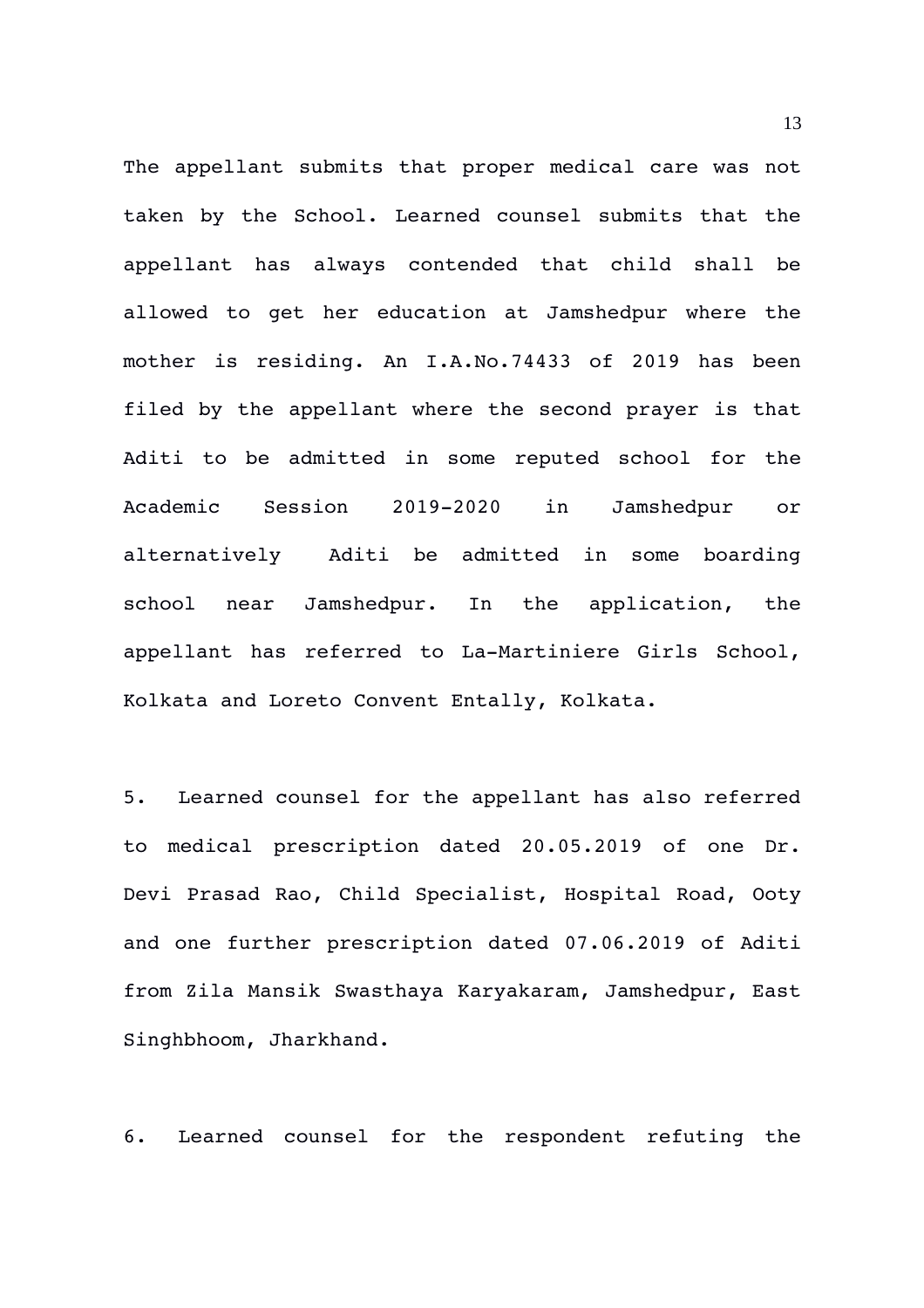The appellant submits that proper medical care was not taken by the School. Learned counsel submits that the appellant has always contended that child shall be allowed to get her education at Jamshedpur where the mother is residing. An I.A.No.74433 of 2019 has been filed by the appellant where the second prayer is that Aditi to be admitted in some reputed school for the Academic Session 2019-2020 in Jamshedpur or alternatively Aditi be admitted in some boarding school near Jamshedpur. In the application, the appellant has referred to La-Martiniere Girls School, Kolkata and Loreto Convent Entally, Kolkata.

5. Learned counsel for the appellant has also referred to medical prescription dated 20.05.2019 of one Dr. Devi Prasad Rao, Child Specialist, Hospital Road, Ooty and one further prescription dated 07.06.2019 of Aditi from Zila Mansik Swasthaya Karyakaram, Jamshedpur, East Singhbhoom, Jharkhand.

6. Learned counsel for the respondent refuting the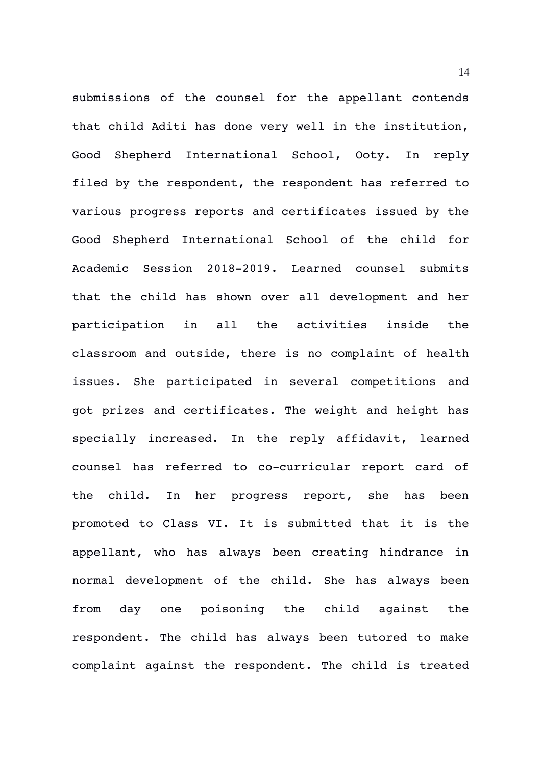submissions of the counsel for the appellant contends that child Aditi has done very well in the institution, Good Shepherd International School, Ooty. In reply filed by the respondent, the respondent has referred to various progress reports and certificates issued by the Good Shepherd International School of the child for Academic Session 2018-2019. Learned counsel submits that the child has shown over all development and her participation in all the activities inside the classroom and outside, there is no complaint of health issues. She participated in several competitions and got prizes and certificates. The weight and height has specially increased. In the reply affidavit, learned counsel has referred to co-curricular report card of the child. In her progress report, she has been promoted to Class VI. It is submitted that it is the appellant, who has always been creating hindrance in normal development of the child. She has always been from day one poisoning the child against the respondent. The child has always been tutored to make complaint against the respondent. The child is treated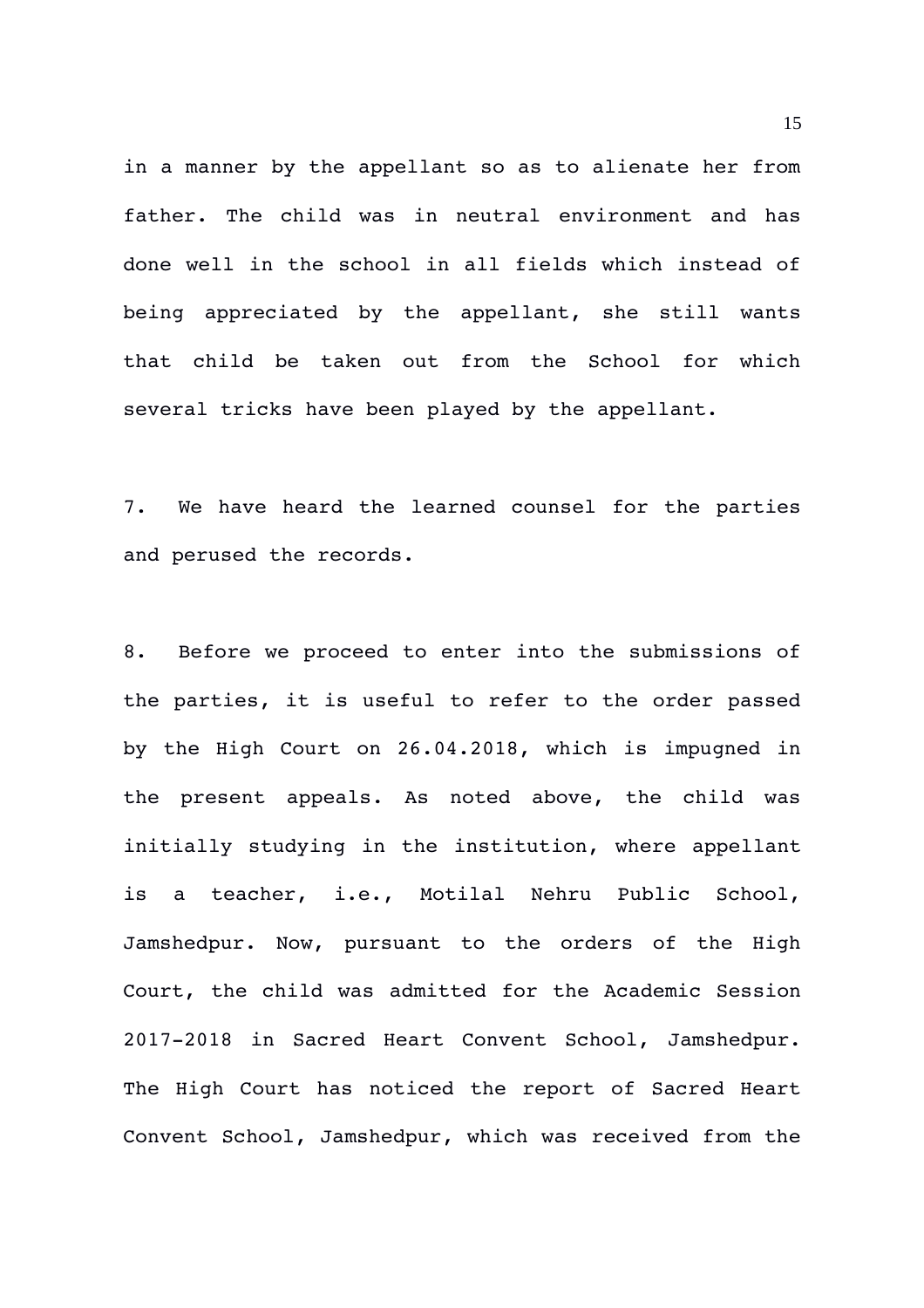in a manner by the appellant so as to alienate her from father. The child was in neutral environment and has done well in the school in all fields which instead of being appreciated by the appellant, she still wants that child be taken out from the School for which several tricks have been played by the appellant.

7. We have heard the learned counsel for the parties and perused the records.

8. Before we proceed to enter into the submissions of the parties, it is useful to refer to the order passed by the High Court on 26.04.2018, which is impugned in the present appeals. As noted above, the child was initially studying in the institution, where appellant is a teacher, i.e., Motilal Nehru Public School, Jamshedpur. Now, pursuant to the orders of the High Court, the child was admitted for the Academic Session 2017-2018 in Sacred Heart Convent School, Jamshedpur. The High Court has noticed the report of Sacred Heart Convent School, Jamshedpur, which was received from the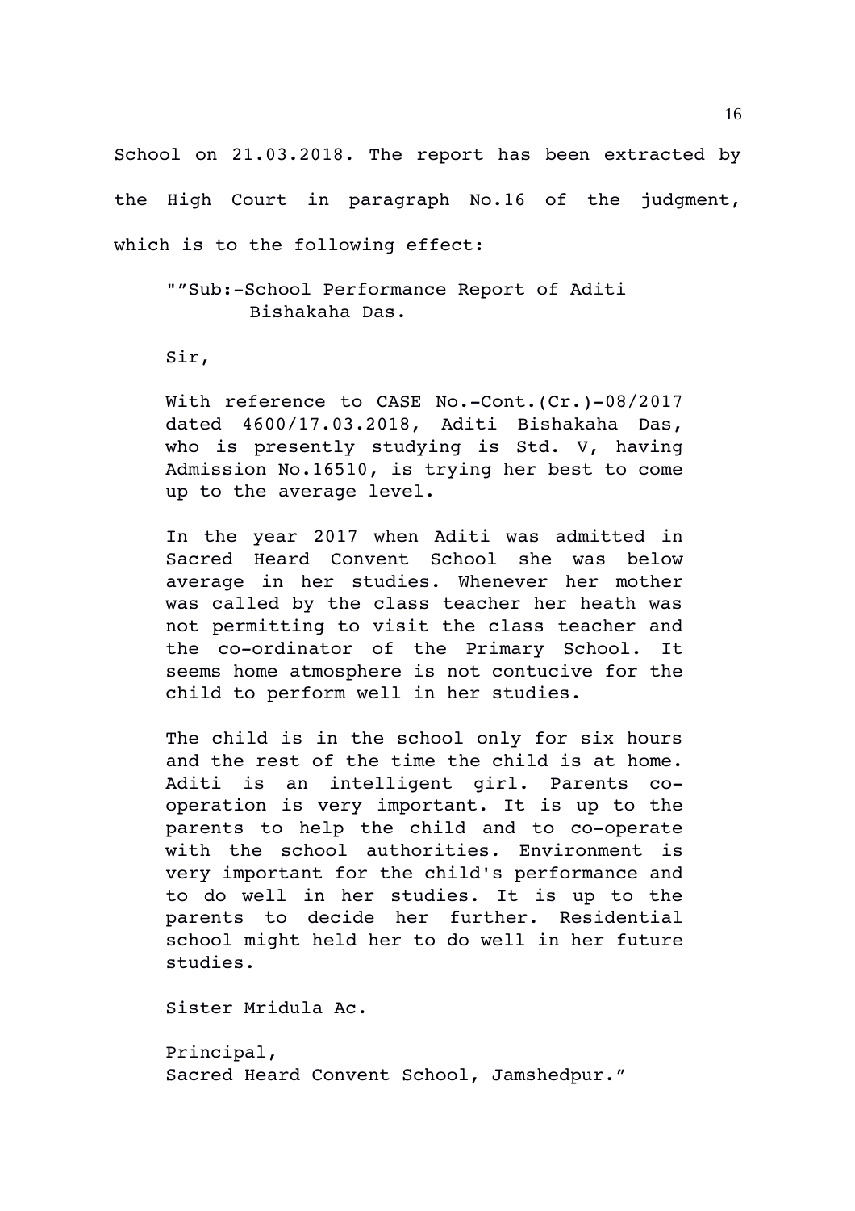School on 21.03.2018. The report has been extracted by the High Court in paragraph No.16 of the judgment, which is to the following effect:

> ""Sub:-School Performance Report of Aditi Bishakaha Das.
>
> Sir,
>
> With reference to CASE No.-Cont.(Cr.)-08/2017 dated 4600/17.03.2018, Aditi Bishakaha Das, who is presently studying is Std. V, having Admission No.16510, is trying her best to come up to the average level.
>
> In the year 2017 when Aditi was admitted in Sacred Heard Convent School she was below average in her studies. Whenever her mother was called by the class teacher her heath was not permitting to visit the class teacher and the co-ordinator of the Primary School. It seems home atmosphere is not contucive for the child to perform well in her studies.
>
> The child is in the school only for six hours and the rest of the time the child is at home. Aditi is an intelligent girl. Parents co-operation is very important. It is up to the parents to help the child and to co-operate with the school authorities. Environment is very important for the child's performance and to do well in her studies. It is up to the parents to decide her further. Residential school might held her to do well in her future studies.
>
> Sister Mridula Ac.
>
> Principal,
> Sacred Heard Convent School, Jamshedpur."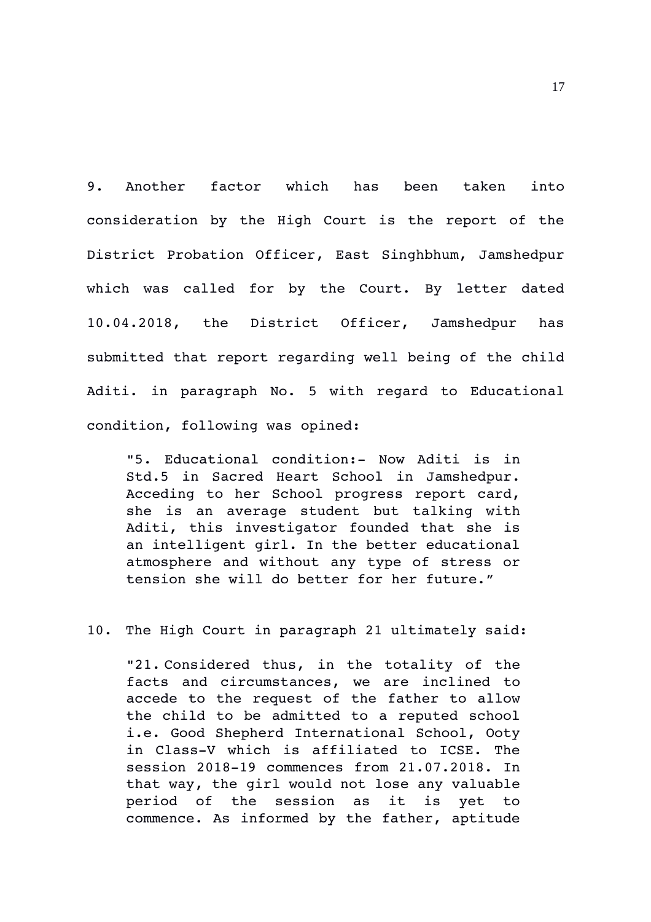9. Another factor which has been taken into consideration by the High Court is the report of the District Probation Officer, East Singhbhum, Jamshedpur which was called for by the Court. By letter dated 10.04.2018, the District Officer, Jamshedpur has submitted that report regarding well being of the child Aditi. in paragraph No. 5 with regard to Educational condition, following was opined:

> "5. Educational condition:- Now Aditi is in Std.5 in Sacred Heart School in Jamshedpur. Acceding to her School progress report card, she is an average student but talking with Aditi, this investigator founded that she is an intelligent girl. In the better educational atmosphere and without any type of stress or tension she will do better for her future."

10. The High Court in paragraph 21 ultimately said:

> "21. Considered thus, in the totality of the facts and circumstances, we are inclined to accede to the request of the father to allow the child to be admitted to a reputed school i.e. Good Shepherd International School, Ooty in Class-V which is affiliated to ICSE. The session 2018-19 commences from 21.07.2018. In that way, the girl would not lose any valuable period of the session as it is yet to commence. As informed by the father, aptitude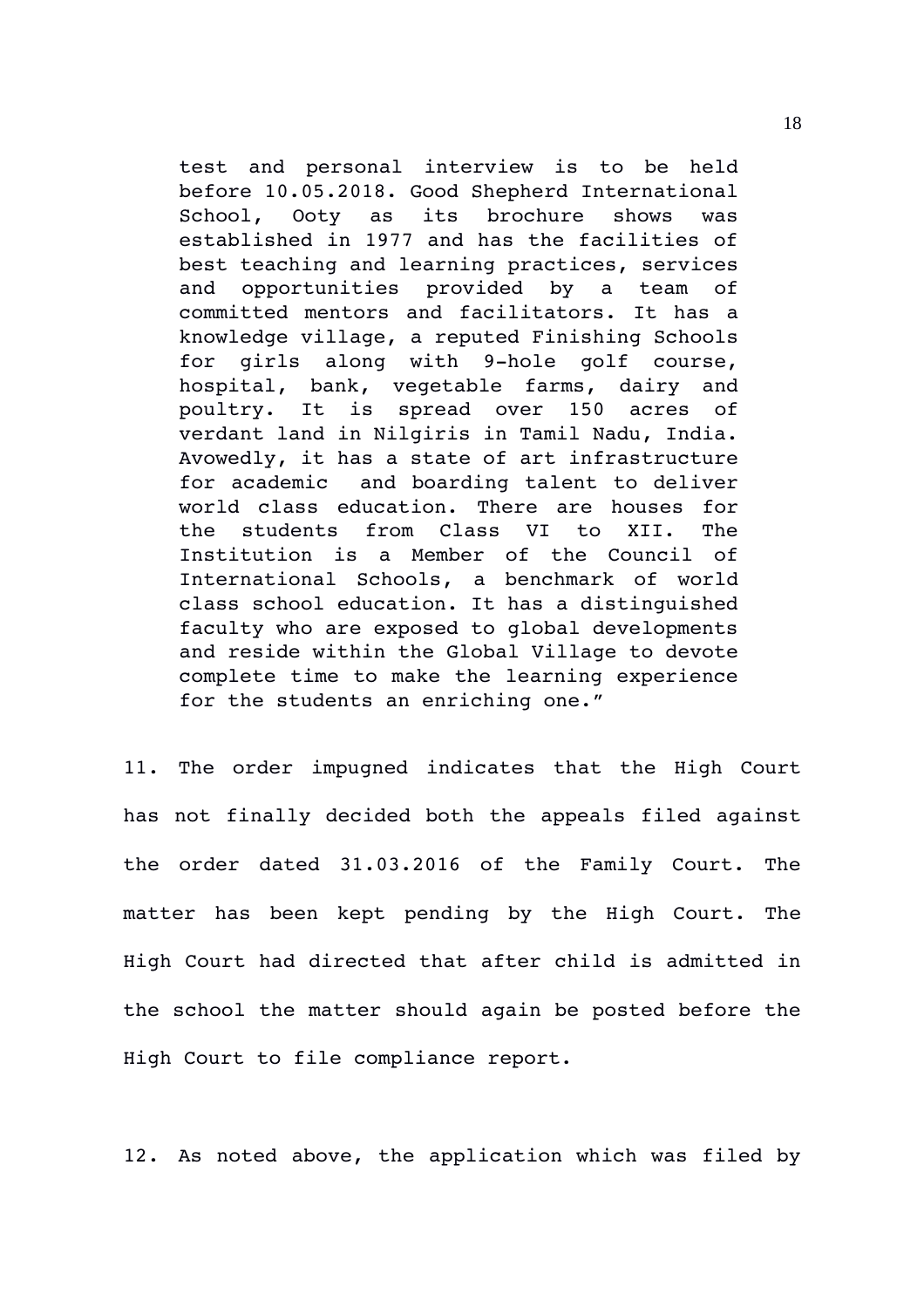> test and personal interview is to be held before 10.05.2018. Good Shepherd International School, Ooty as its brochure shows was established in 1977 and has the facilities of best teaching and learning practices, services and opportunities provided by a team of committed mentors and facilitators. It has a knowledge village, a reputed Finishing Schools for girls along with 9-hole golf course, hospital, bank, vegetable farms, dairy and poultry. It is spread over 150 acres of verdant land in Nilgiris in Tamil Nadu, India. Avowedly, it has a state of art infrastructure for academic and boarding talent to deliver world class education. There are houses for the students from Class VI to XII. The Institution is a Member of the Council of International Schools, a benchmark of world class school education. It has a distinguished faculty who are exposed to global developments and reside within the Global Village to devote complete time to make the learning experience for the students an enriching one."

11. The order impugned indicates that the High Court has not finally decided both the appeals filed against the order dated 31.03.2016 of the Family Court. The matter has been kept pending by the High Court. The High Court had directed that after child is admitted in the school the matter should again be posted before the High Court to file compliance report.

12. As noted above, the application which was filed by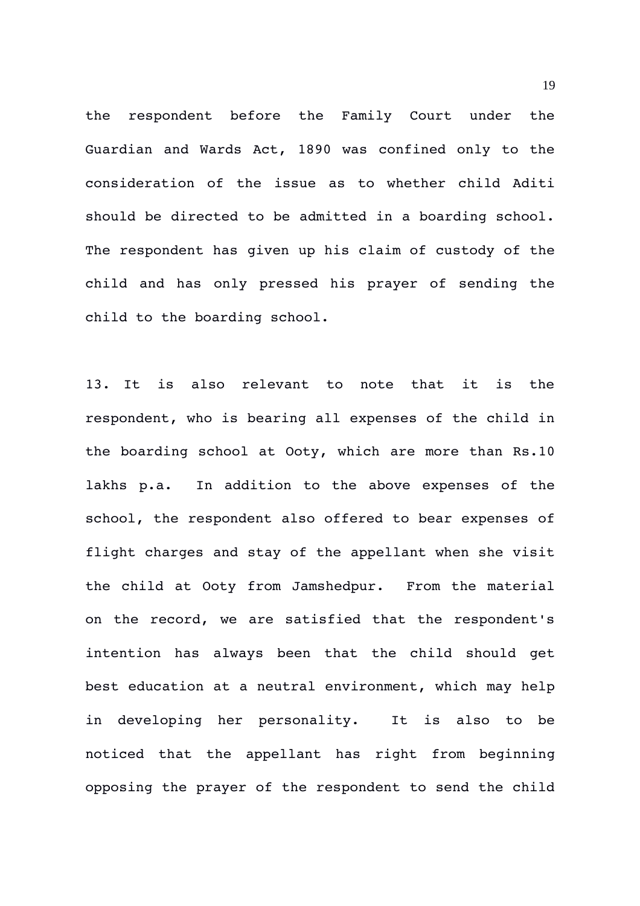the respondent before the Family Court under the Guardian and Wards Act, 1890 was confined only to the consideration of the issue as to whether child Aditi should be directed to be admitted in a boarding school. The respondent has given up his claim of custody of the child and has only pressed his prayer of sending the child to the boarding school.

13. It is also relevant to note that it is the respondent, who is bearing all expenses of the child in the boarding school at Ooty, which are more than Rs.10 lakhs p.a. In addition to the above expenses of the school, the respondent also offered to bear expenses of flight charges and stay of the appellant when she visit the child at Ooty from Jamshedpur. From the material on the record, we are satisfied that the respondent's intention has always been that the child should get best education at a neutral environment, which may help in developing her personality. It is also to be noticed that the appellant has right from beginning opposing the prayer of the respondent to send the child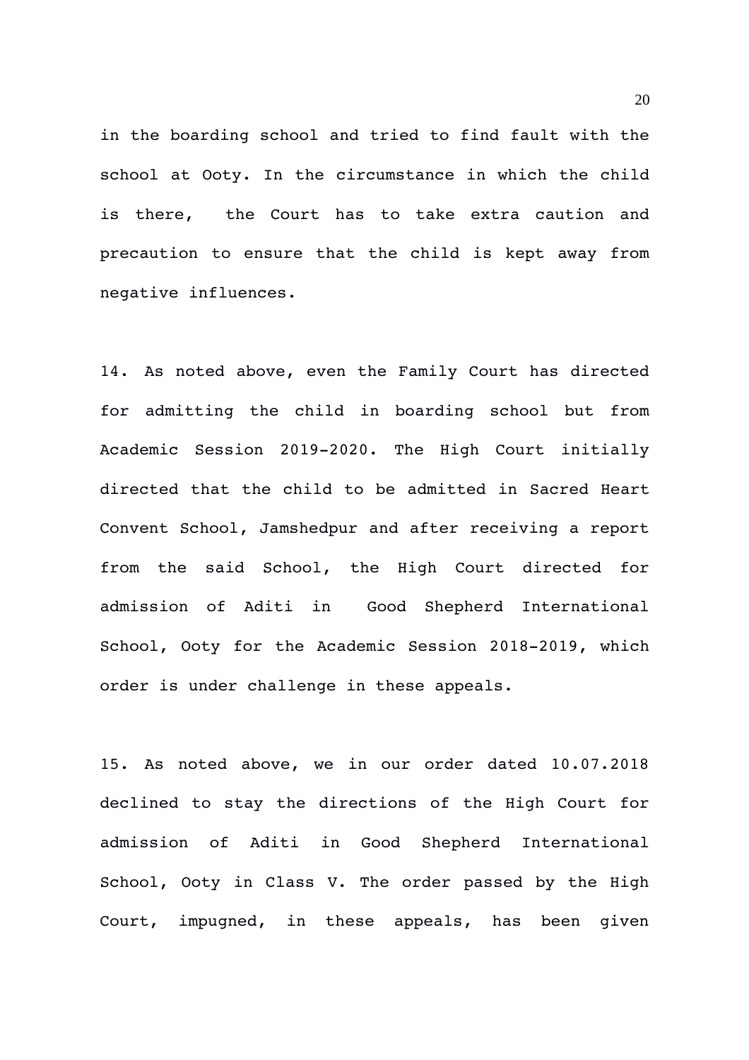in the boarding school and tried to find fault with the school at Ooty. In the circumstance in which the child is there, the Court has to take extra caution and precaution to ensure that the child is kept away from negative influences.

14. As noted above, even the Family Court has directed for admitting the child in boarding school but from Academic Session 2019-2020. The High Court initially directed that the child to be admitted in Sacred Heart Convent School, Jamshedpur and after receiving a report from the said School, the High Court directed for admission of Aditi in Good Shepherd International School, Ooty for the Academic Session 2018-2019, which order is under challenge in these appeals.

15. As noted above, we in our order dated 10.07.2018 declined to stay the directions of the High Court for admission of Aditi in Good Shepherd International School, Ooty in Class V. The order passed by the High Court, impugned, in these appeals, has been given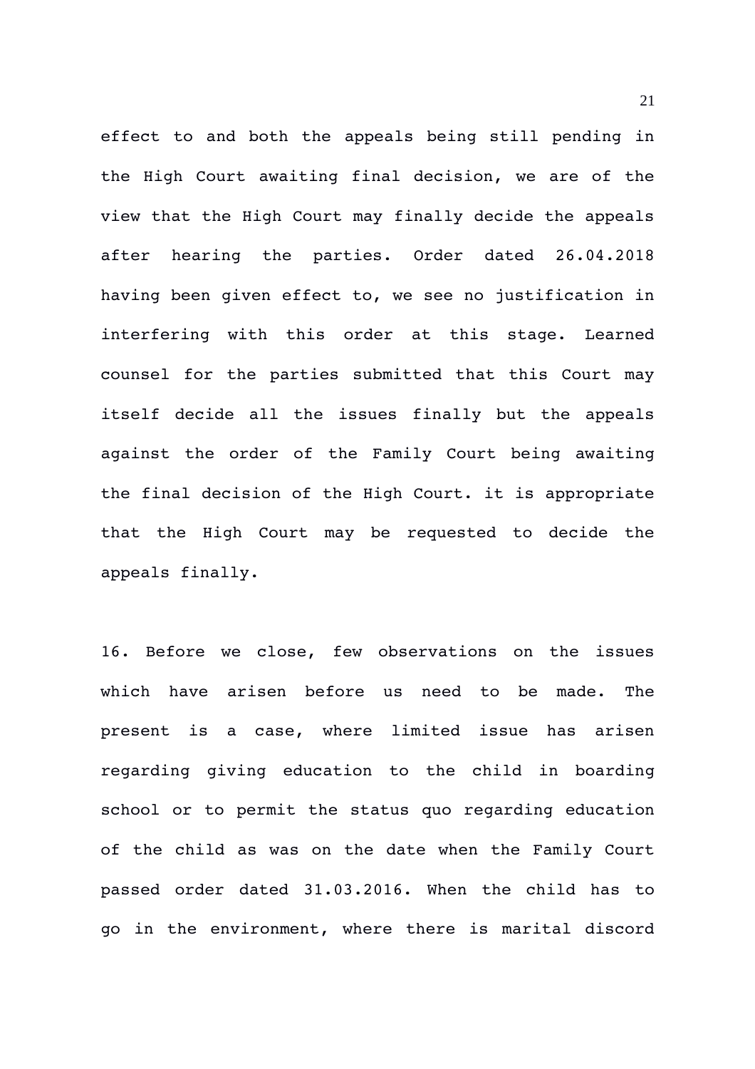effect to and both the appeals being still pending in the High Court awaiting final decision, we are of the view that the High Court may finally decide the appeals after hearing the parties. Order dated 26.04.2018 having been given effect to, we see no justification in interfering with this order at this stage. Learned counsel for the parties submitted that this Court may itself decide all the issues finally but the appeals against the order of the Family Court being awaiting the final decision of the High Court. it is appropriate that the High Court may be requested to decide the appeals finally.

16. Before we close, few observations on the issues which have arisen before us need to be made. The present is a case, where limited issue has arisen regarding giving education to the child in boarding school or to permit the status quo regarding education of the child as was on the date when the Family Court passed order dated 31.03.2016. When the child has to go in the environment, where there is marital discord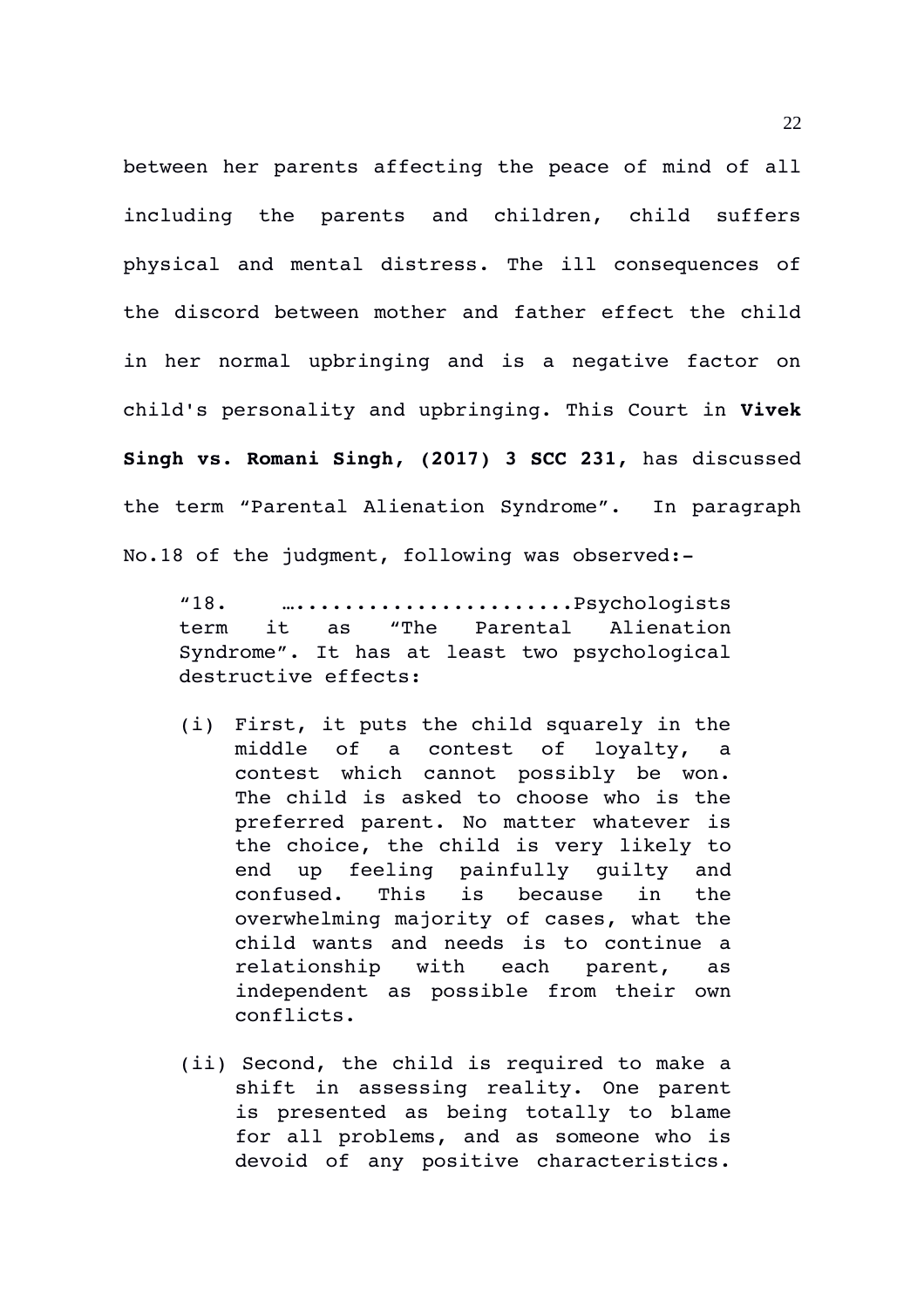between her parents affecting the peace of mind of all including the parents and children, child suffers physical and mental distress. The ill consequences of the discord between mother and father effect the child in her normal upbringing and is a negative factor on child's personality and upbringing. This Court in **Vivek Singh vs. Romani Singh, (2017) 3 SCC 231,** has discussed the term "Parental Alienation Syndrome". In paragraph No.18 of the judgment, following was observed:-

> "18. …......................Psychologists term it as "The Parental Alienation Syndrome". It has at least two psychological destructive effects:
>
> (i) First, it puts the child squarely in the middle of a contest of loyalty, a contest which cannot possibly be won. The child is asked to choose who is the preferred parent. No matter whatever is the choice, the child is very likely to end up feeling painfully guilty and confused. This is because in the overwhelming majority of cases, what the child wants and needs is to continue a relationship with each parent, as independent as possible from their own conflicts.
>
> (ii) Second, the child is required to make a shift in assessing reality. One parent is presented as being totally to blame for all problems, and as someone who is devoid of any positive characteristics.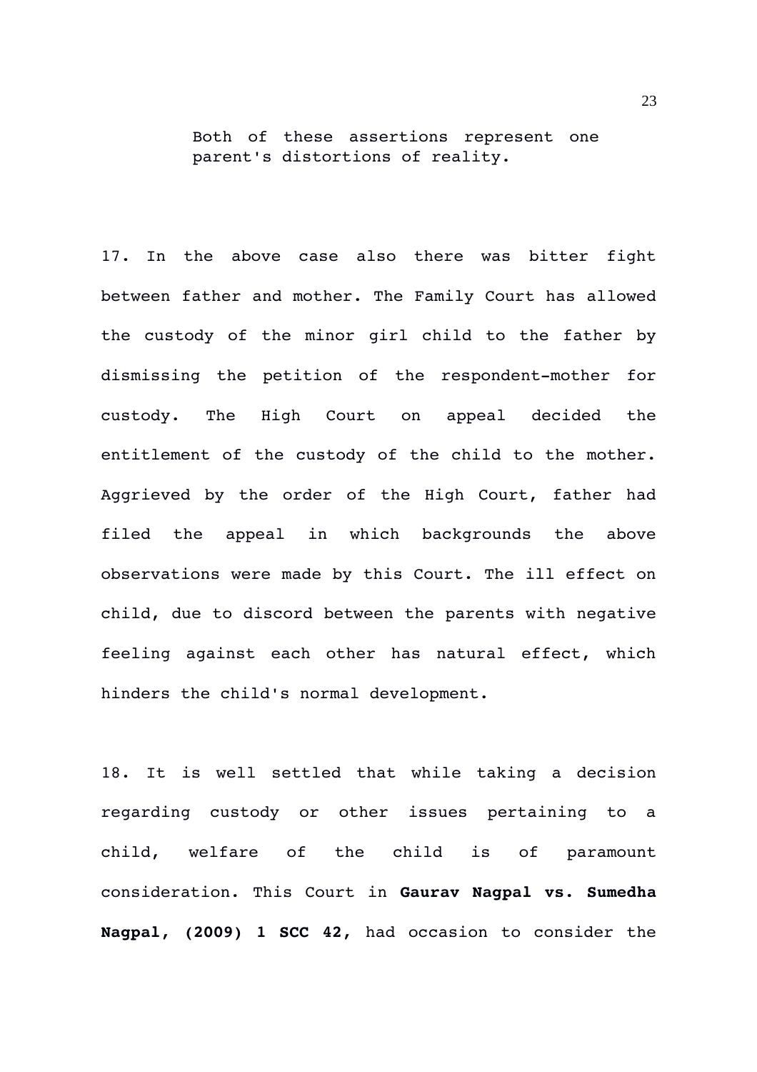Both of these assertions represent one parent's distortions of reality.

17. In the above case also there was bitter fight between father and mother. The Family Court has allowed the custody of the minor girl child to the father by dismissing the petition of the respondent-mother for custody. The High Court on appeal decided the entitlement of the custody of the child to the mother. Aggrieved by the order of the High Court, father had filed the appeal in which backgrounds the above observations were made by this Court. The ill effect on child, due to discord between the parents with negative feeling against each other has natural effect, which hinders the child's normal development.

18. It is well settled that while taking a decision regarding custody or other issues pertaining to a child, welfare of the child is of paramount consideration. This Court in **Gaurav Nagpal vs. Sumedha Nagpal, (2009) 1 SCC 42,** had occasion to consider the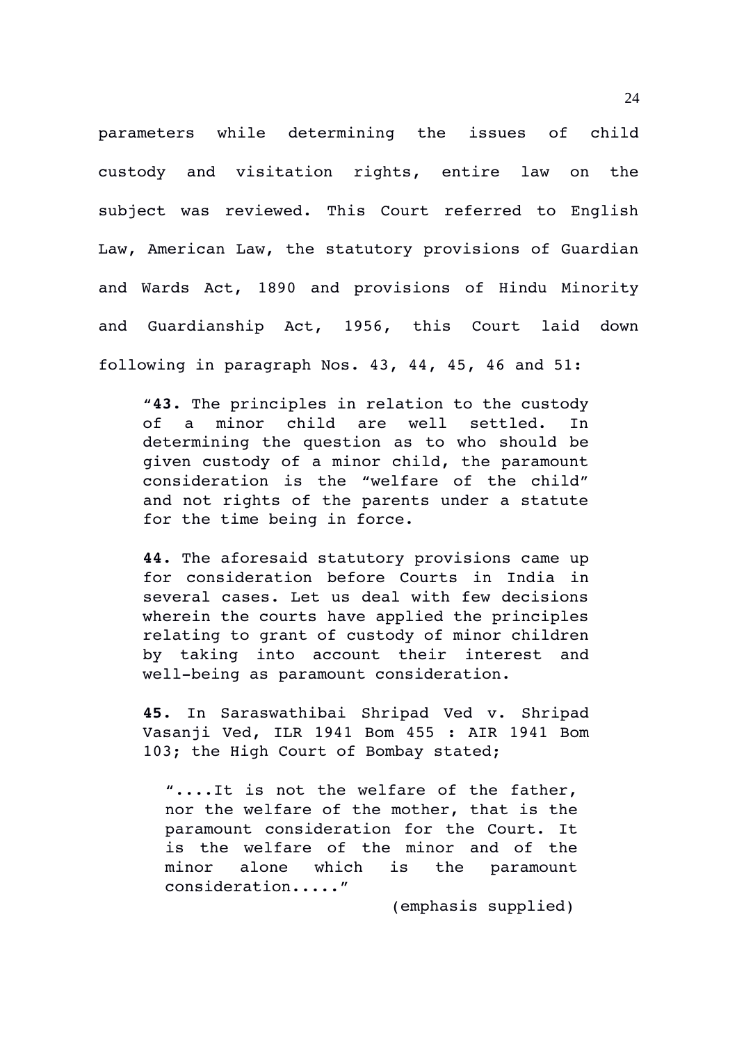parameters while determining the issues of child custody and visitation rights, entire law on the subject was reviewed. This Court referred to English Law, American Law, the statutory provisions of Guardian and Wards Act, 1890 and provisions of Hindu Minority and Guardianship Act, 1956, this Court laid down following in paragraph Nos. 43, 44, 45, 46 and 51:

> "**43.** The principles in relation to the custody of a minor child are well settled. In determining the question as to who should be given custody of a minor child, the paramount consideration is the "welfare of the child" and not rights of the parents under a statute for the time being in force.
>
> **44.** The aforesaid statutory provisions came up for consideration before Courts in India in several cases. Let us deal with few decisions wherein the courts have applied the principles relating to grant of custody of minor children by taking into account their interest and well-being as paramount consideration.
>
> **45.** In Saraswathibai Shripad Ved v. Shripad Vasanji Ved, ILR 1941 Bom 455 : AIR 1941 Bom 103; the High Court of Bombay stated;
>
>> "....It is not the welfare of the father, nor the welfare of the mother, that is the paramount consideration for the Court. It is the welfare of the minor and of the minor alone which is the paramount consideration....."
>>
>> (emphasis supplied)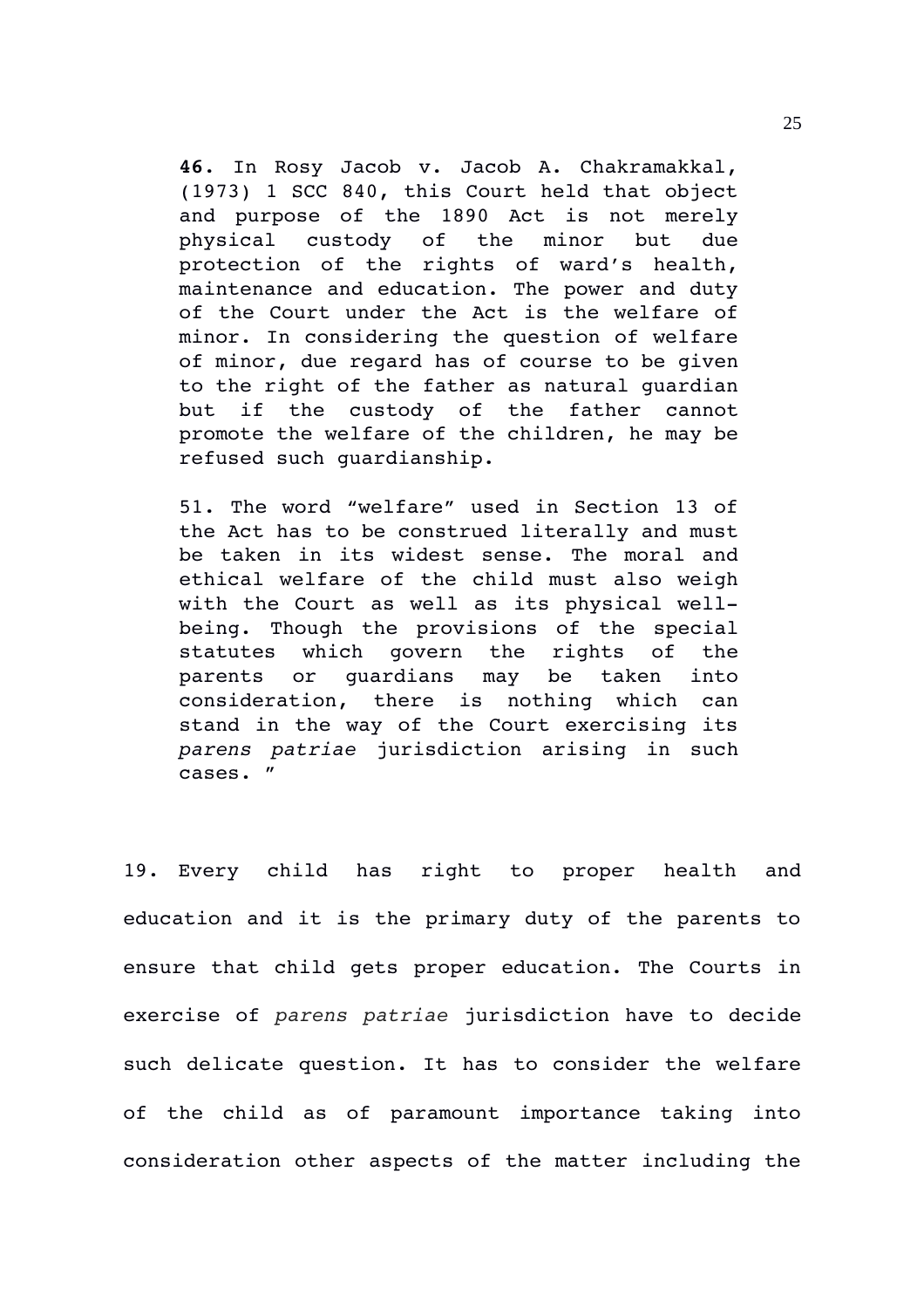> **46.** In Rosy Jacob v. Jacob A. Chakramakkal, (1973) 1 SCC 840, this Court held that object and purpose of the 1890 Act is not merely physical custody of the minor but due protection of the rights of ward's health, maintenance and education. The power and duty of the Court under the Act is the welfare of minor. In considering the question of welfare of minor, due regard has of course to be given to the right of the father as natural guardian but if the custody of the father cannot promote the welfare of the children, he may be refused such guardianship.
>
> 51. The word "welfare" used in Section 13 of the Act has to be construed literally and must be taken in its widest sense. The moral and ethical welfare of the child must also weigh with the Court as well as its physical well-being. Though the provisions of the special statutes which govern the rights of the parents or guardians may be taken into consideration, there is nothing which can stand in the way of the Court exercising its *parens patriae* jurisdiction arising in such cases. "

19. Every child has right to proper health and education and it is the primary duty of the parents to ensure that child gets proper education. The Courts in exercise of *parens patriae* jurisdiction have to decide such delicate question. It has to consider the welfare of the child as of paramount importance taking into consideration other aspects of the matter including the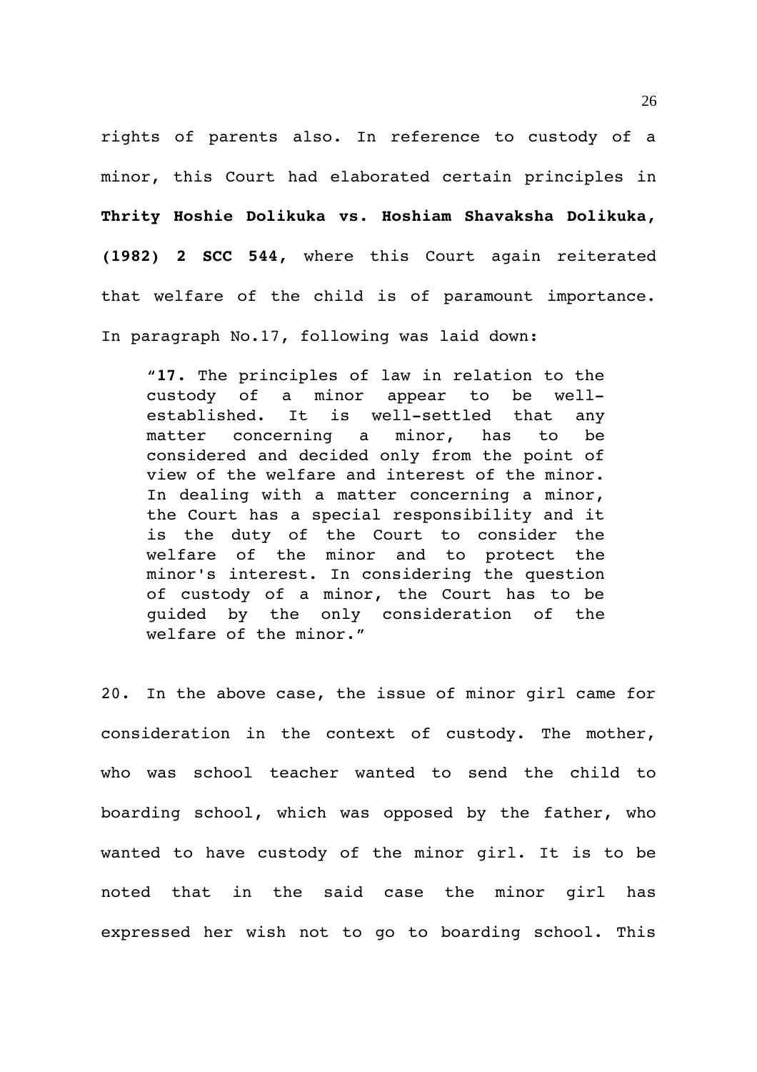rights of parents also. In reference to custody of a minor, this Court had elaborated certain principles in **Thrity Hoshie Dolikuka vs. Hoshiam Shavaksha Dolikuka, (1982) 2 SCC 544**, where this Court again reiterated that welfare of the child is of paramount importance. In paragraph No.17, following was laid down:

> "**17.** The principles of law in relation to the custody of a minor appear to be well-established. It is well-settled that any matter concerning a minor, has to be considered and decided only from the point of view of the welfare and interest of the minor. In dealing with a matter concerning a minor, the Court has a special responsibility and it is the duty of the Court to consider the welfare of the minor and to protect the minor's interest. In considering the question of custody of a minor, the Court has to be guided by the only consideration of the welfare of the minor."

20. In the above case, the issue of minor girl came for consideration in the context of custody. The mother, who was school teacher wanted to send the child to boarding school, which was opposed by the father, who wanted to have custody of the minor girl. It is to be noted that in the said case the minor girl has expressed her wish not to go to boarding school. This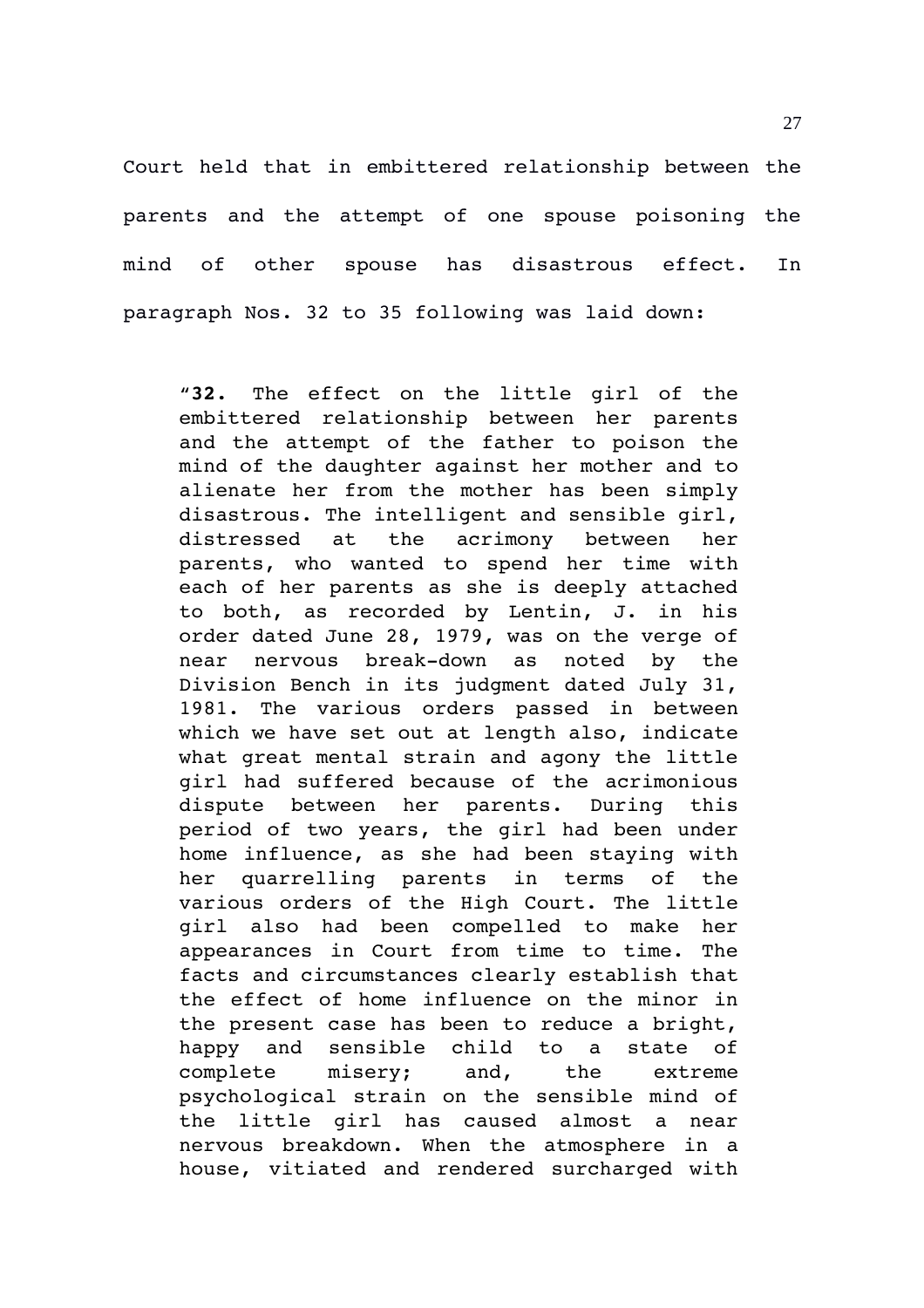Court held that in embittered relationship between the parents and the attempt of one spouse poisoning the mind of other spouse has disastrous effect. In paragraph Nos. 32 to 35 following was laid down:

> "**32.** The effect on the little girl of the embittered relationship between her parents and the attempt of the father to poison the mind of the daughter against her mother and to alienate her from the mother has been simply disastrous. The intelligent and sensible girl, distressed at the acrimony between her parents, who wanted to spend her time with each of her parents as she is deeply attached to both, as recorded by Lentin, J. in his order dated June 28, 1979, was on the verge of near nervous break-down as noted by the Division Bench in its judgment dated July 31, 1981. The various orders passed in between which we have set out at length also, indicate what great mental strain and agony the little girl had suffered because of the acrimonious dispute between her parents. During this period of two years, the girl had been under home influence, as she had been staying with her quarrelling parents in terms of the various orders of the High Court. The little girl also had been compelled to make her appearances in Court from time to time. The facts and circumstances clearly establish that the effect of home influence on the minor in the present case has been to reduce a bright, happy and sensible child to a state of complete misery; and, the extreme psychological strain on the sensible mind of the little girl has caused almost a near nervous breakdown. When the atmosphere in a house, vitiated and rendered surcharged with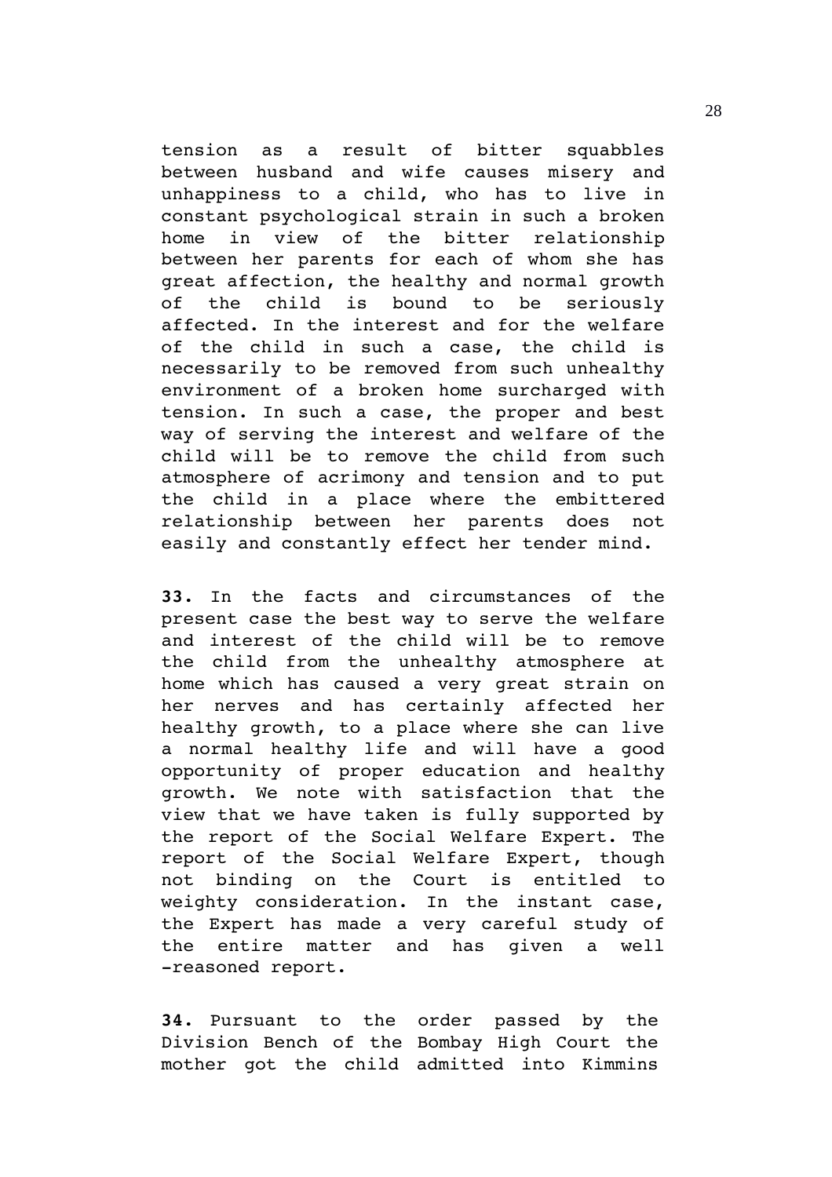tension as a result of bitter squabbles between husband and wife causes misery and unhappiness to a child, who has to live in constant psychological strain in such a broken home in view of the bitter relationship between her parents for each of whom she has great affection, the healthy and normal growth of the child is bound to be seriously affected. In the interest and for the welfare of the child in such a case, the child is necessarily to be removed from such unhealthy environment of a broken home surcharged with tension. In such a case, the proper and best way of serving the interest and welfare of the child will be to remove the child from such atmosphere of acrimony and tension and to put the child in a place where the embittered relationship between her parents does not easily and constantly effect her tender mind.

**33.** In the facts and circumstances of the present case the best way to serve the welfare and interest of the child will be to remove the child from the unhealthy atmosphere at home which has caused a very great strain on her nerves and has certainly affected her healthy growth, to a place where she can live a normal healthy life and will have a good opportunity of proper education and healthy growth. We note with satisfaction that the view that we have taken is fully supported by the report of the Social Welfare Expert. The report of the Social Welfare Expert, though not binding on the Court is entitled to weighty consideration. In the instant case, the Expert has made a very careful study of the entire matter and has given a well -reasoned report.

**34.** Pursuant to the order passed by the Division Bench of the Bombay High Court the mother got the child admitted into Kimmins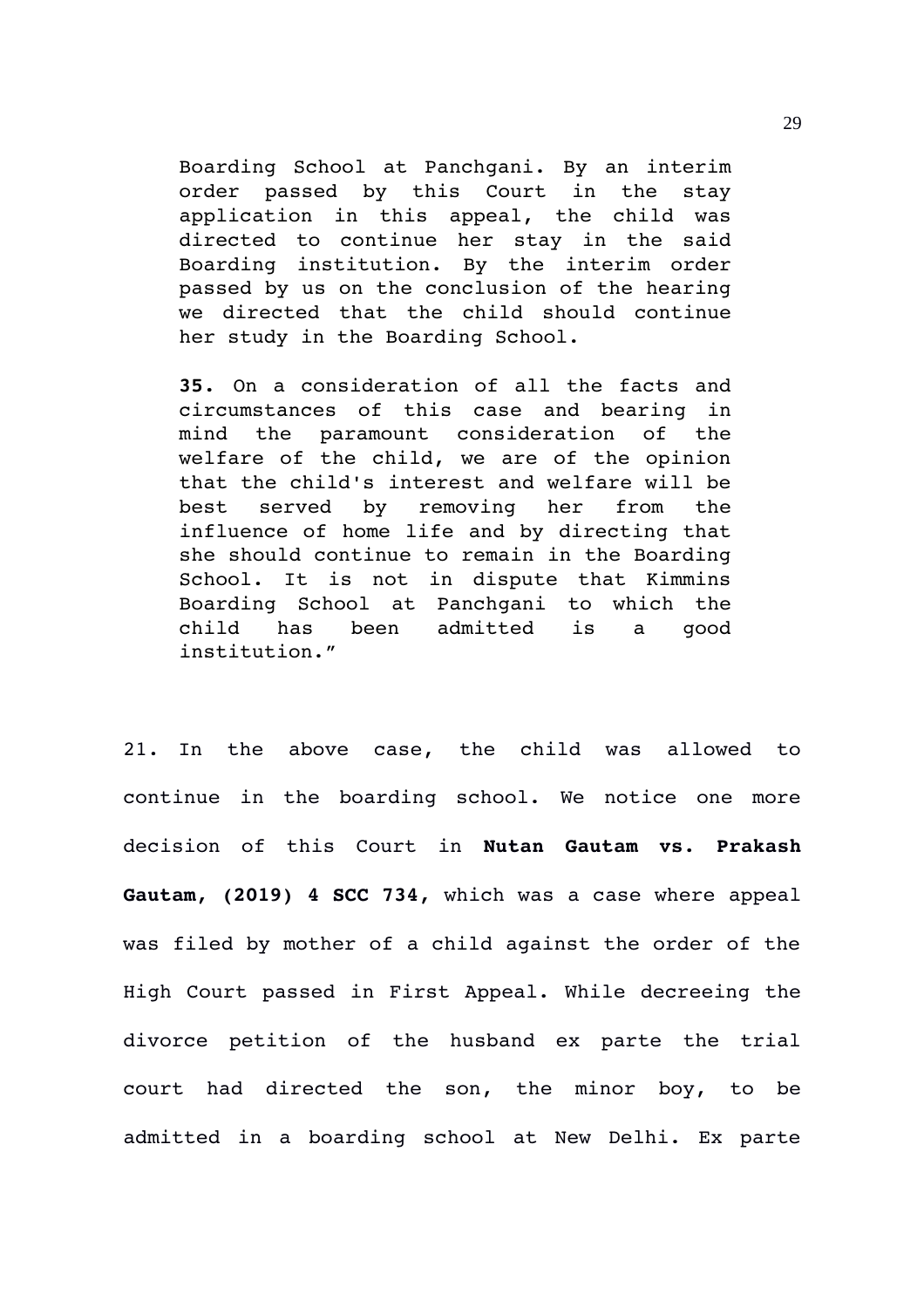> Boarding School at Panchgani. By an interim order passed by this Court in the stay application in this appeal, the child was directed to continue her stay in the said Boarding institution. By the interim order passed by us on the conclusion of the hearing we directed that the child should continue her study in the Boarding School.
>
> **35.** On a consideration of all the facts and circumstances of this case and bearing in mind the paramount consideration of the welfare of the child, we are of the opinion that the child's interest and welfare will be best served by removing her from the influence of home life and by directing that she should continue to remain in the Boarding School. It is not in dispute that Kimmins Boarding School at Panchgani to which the child has been admitted is a good institution."

21. In the above case, the child was allowed to continue in the boarding school. We notice one more decision of this Court in **Nutan Gautam vs. Prakash Gautam, (2019) 4 SCC 734,** which was a case where appeal was filed by mother of a child against the order of the High Court passed in First Appeal. While decreeing the divorce petition of the husband ex parte the trial court had directed the son, the minor boy, to be admitted in a boarding school at New Delhi. Ex parte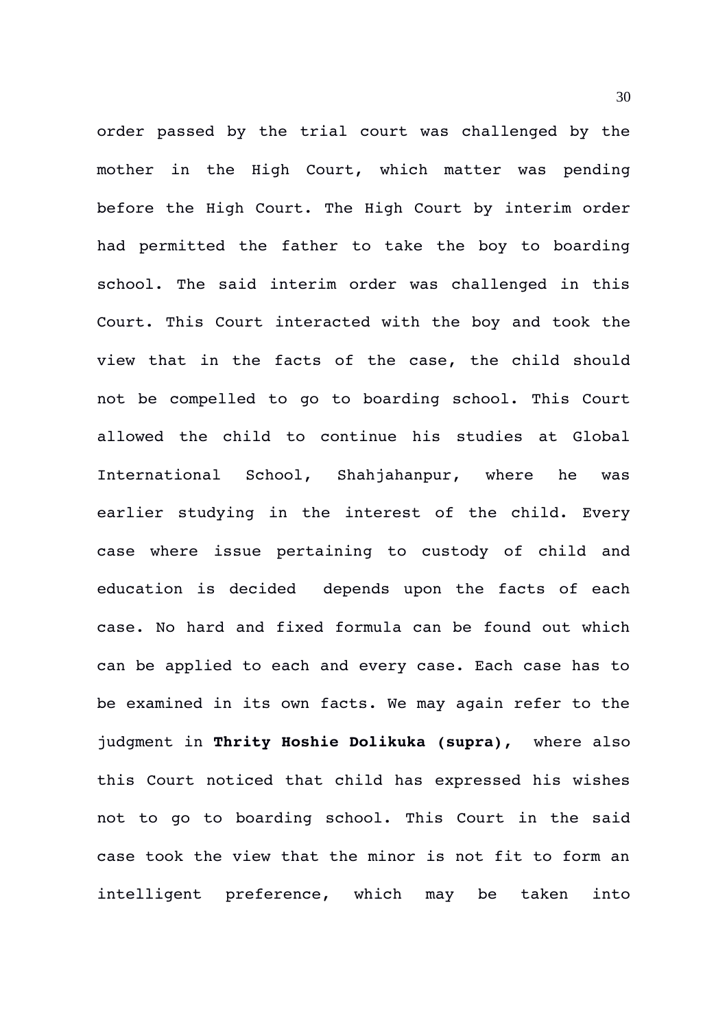order passed by the trial court was challenged by the mother in the High Court, which matter was pending before the High Court. The High Court by interim order had permitted the father to take the boy to boarding school. The said interim order was challenged in this Court. This Court interacted with the boy and took the view that in the facts of the case, the child should not be compelled to go to boarding school. This Court allowed the child to continue his studies at Global International School, Shahjahanpur, where he was earlier studying in the interest of the child. Every case where issue pertaining to custody of child and education is decided depends upon the facts of each case. No hard and fixed formula can be found out which can be applied to each and every case. Each case has to be examined in its own facts. We may again refer to the judgment in **Thrity Hoshie Dolikuka (supra)**, where also this Court noticed that child has expressed his wishes not to go to boarding school. This Court in the said case took the view that the minor is not fit to form an intelligent preference, which may be taken into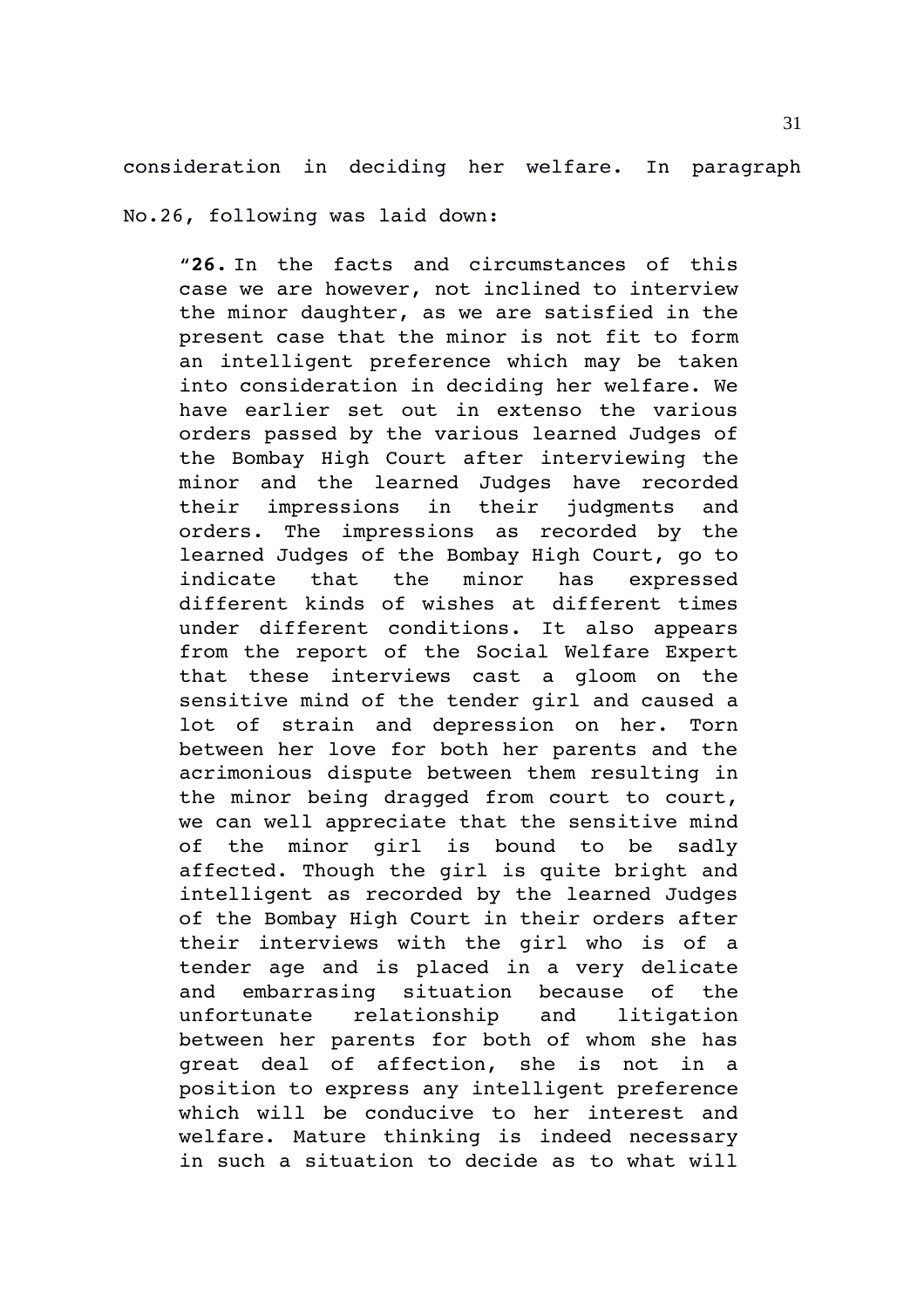consideration in deciding her welfare. In paragraph No.26, following was laid down:

> "**26.** In the facts and circumstances of this case we are however, not inclined to interview the minor daughter, as we are satisfied in the present case that the minor is not fit to form an intelligent preference which may be taken into consideration in deciding her welfare. We have earlier set out in extenso the various orders passed by the various learned Judges of the Bombay High Court after interviewing the minor and the learned Judges have recorded their impressions in their judgments and orders. The impressions as recorded by the learned Judges of the Bombay High Court, go to indicate that the minor has expressed different kinds of wishes at different times under different conditions. It also appears from the report of the Social Welfare Expert that these interviews cast a gloom on the sensitive mind of the tender girl and caused a lot of strain and depression on her. Torn between her love for both her parents and the acrimonious dispute between them resulting in the minor being dragged from court to court, we can well appreciate that the sensitive mind of the minor girl is bound to be sadly affected. Though the girl is quite bright and intelligent as recorded by the learned Judges of the Bombay High Court in their orders after their interviews with the girl who is of a tender age and is placed in a very delicate and embarrasing situation because of the unfortunate relationship and litigation between her parents for both of whom she has great deal of affection, she is not in a position to express any intelligent preference which will be conducive to her interest and welfare. Mature thinking is indeed necessary in such a situation to decide as to what will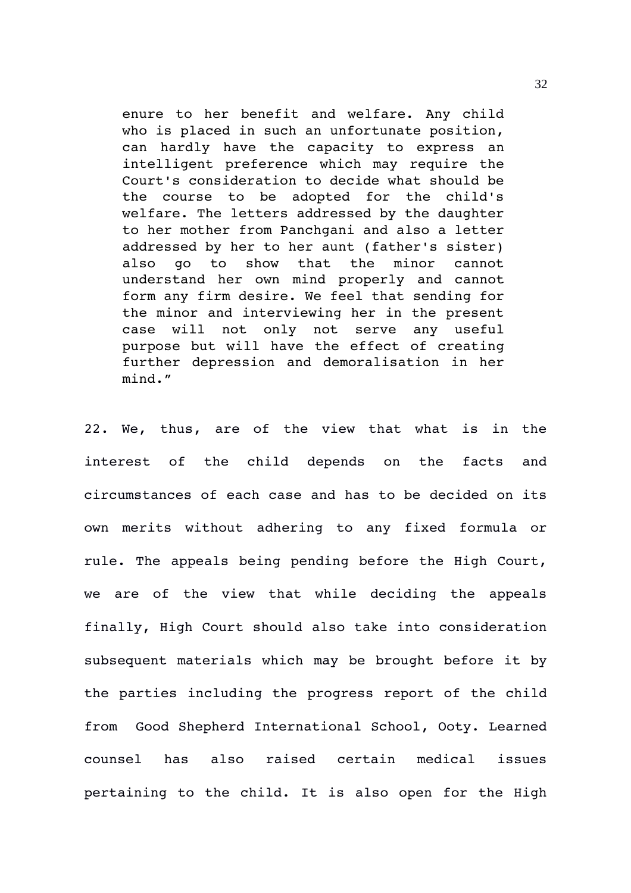> enure to her benefit and welfare. Any child who is placed in such an unfortunate position, can hardly have the capacity to express an intelligent preference which may require the Court's consideration to decide what should be the course to be adopted for the child's welfare. The letters addressed by the daughter to her mother from Panchgani and also a letter addressed by her to her aunt (father's sister) also go to show that the minor cannot understand her own mind properly and cannot form any firm desire. We feel that sending for the minor and interviewing her in the present case will not only not serve any useful purpose but will have the effect of creating further depression and demoralisation in her mind."

22. We, thus, are of the view that what is in the interest of the child depends on the facts and circumstances of each case and has to be decided on its own merits without adhering to any fixed formula or rule. The appeals being pending before the High Court, we are of the view that while deciding the appeals finally, High Court should also take into consideration subsequent materials which may be brought before it by the parties including the progress report of the child from Good Shepherd International School, Ooty. Learned counsel has also raised certain medical issues pertaining to the child. It is also open for the High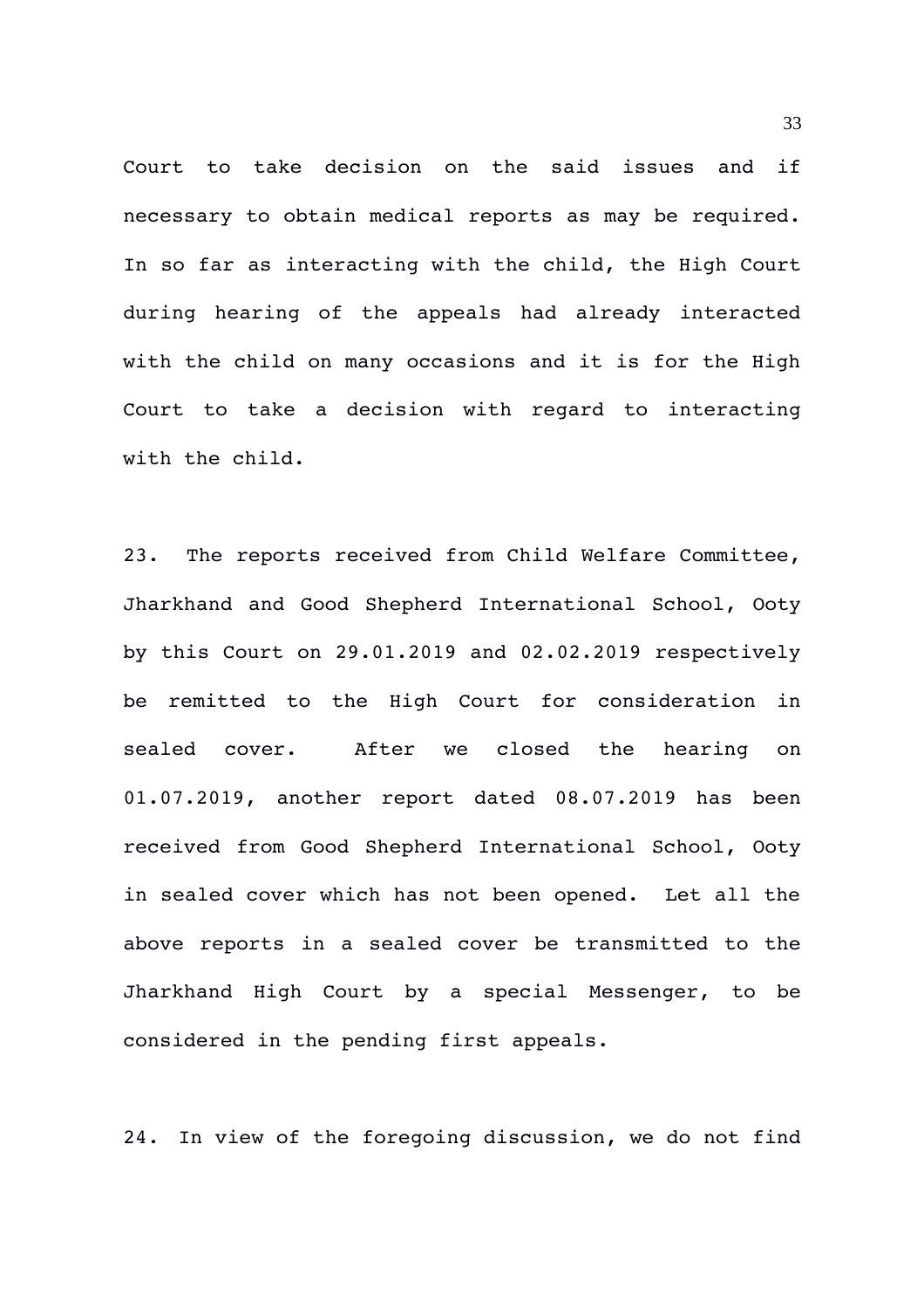Court to take decision on the said issues and if necessary to obtain medical reports as may be required. In so far as interacting with the child, the High Court during hearing of the appeals had already interacted with the child on many occasions and it is for the High Court to take a decision with regard to interacting with the child.

23. The reports received from Child Welfare Committee, Jharkhand and Good Shepherd International School, Ooty by this Court on 29.01.2019 and 02.02.2019 respectively be remitted to the High Court for consideration in sealed cover. After we closed the hearing on 01.07.2019, another report dated 08.07.2019 has been received from Good Shepherd International School, Ooty in sealed cover which has not been opened. Let all the above reports in a sealed cover be transmitted to the Jharkhand High Court by a special Messenger, to be considered in the pending first appeals.

24. In view of the foregoing discussion, we do not find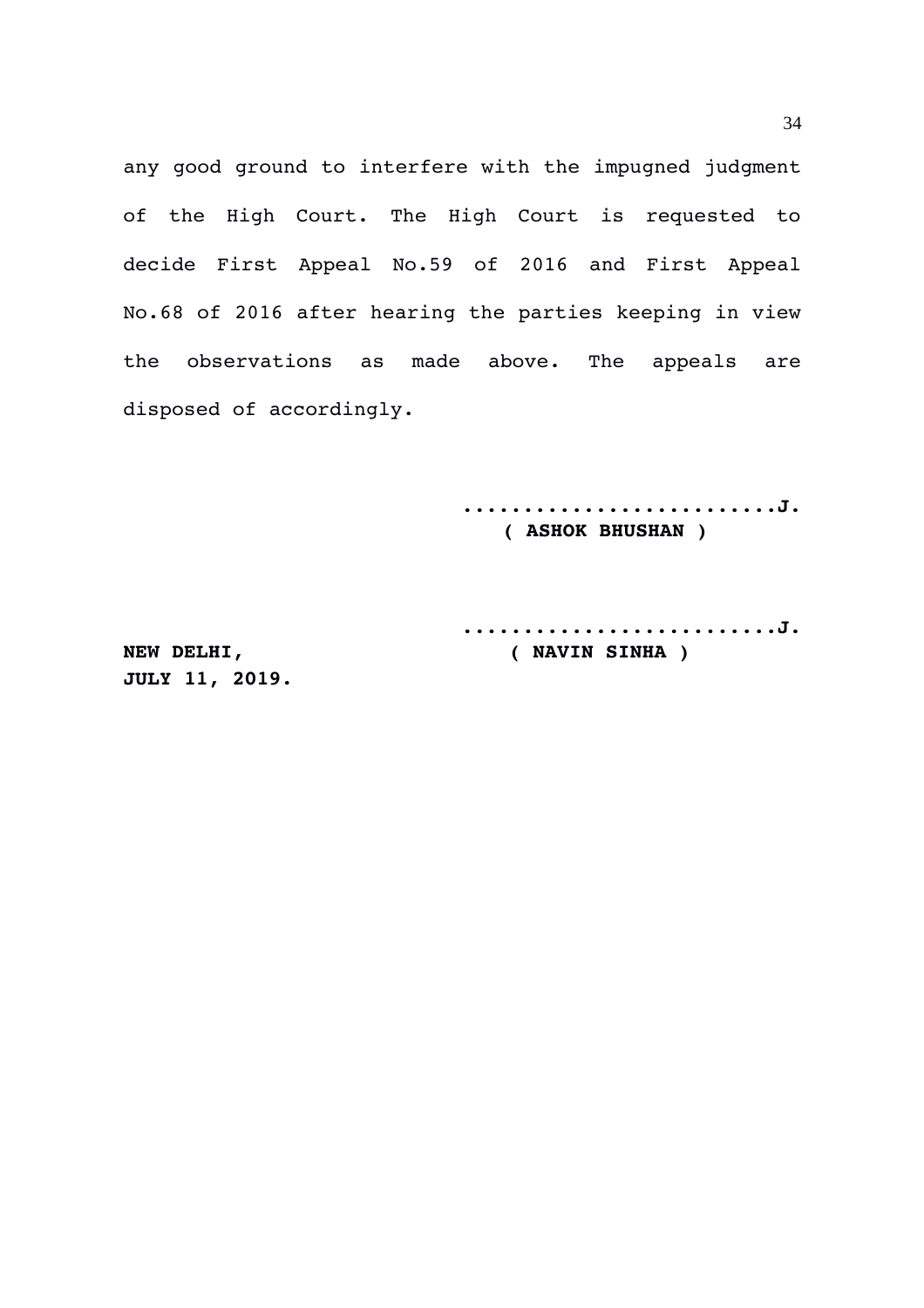any good ground to interfere with the impugned judgment of the High Court. The High Court is requested to decide First Appeal No.59 of 2016 and First Appeal No.68 of 2016 after hearing the parties keeping in view the observations as made above. The appeals are disposed of accordingly.

**..........................J.**
**( ASHOK BHUSHAN )**

**..........................J.**
**( NAVIN SINHA )**

**NEW DELHI,**
**JULY 11, 2019.**